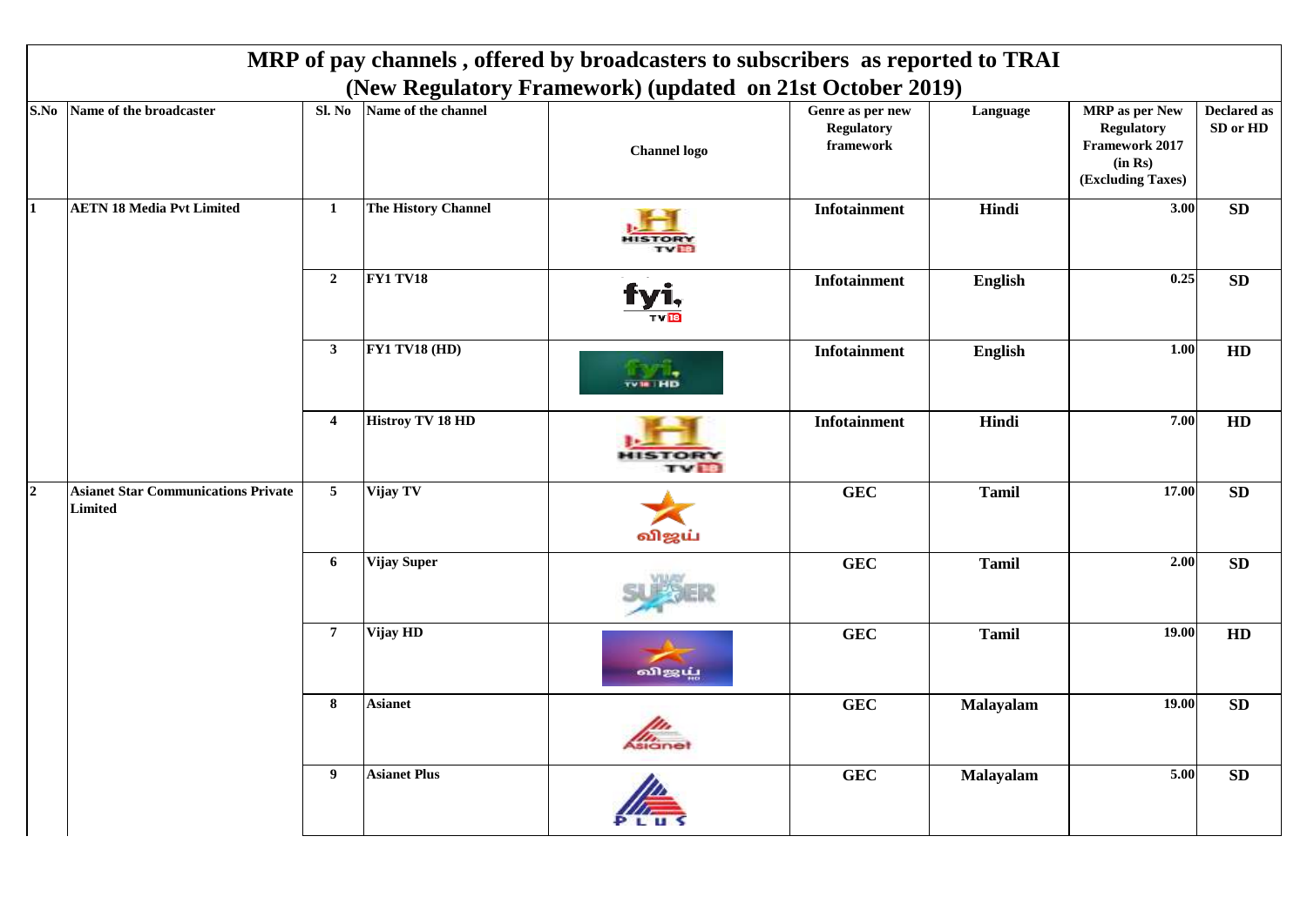# MRP of pay channels , offered by broadcasters to subscribers as reported to TRAI (New Regulatory Framework) (updated on 21st October 2019)

| S.No | Name of the broadcaster | Sl. No | Name of the channel | Channel logo | Genre as per new Regulatory framework | Language | MRP as per New Regulatory Framework 2017 (in Rs) (Excluding Taxes) | Declared as SD or HD |
|---|---|---|---|---|---|---|---|---|
| 1 | AETN 18 Media Pvt Limited | 1 | The History Channel | | Infotainment | Hindi | 3.00 | SD |
| | | 2 | FY1 TV18 | | Infotainment | English | 0.25 | SD |
| | | 3 | FY1 TV18 (HD) | | Infotainment | English | 1.00 | HD |
| | | 4 | Histroy TV 18 HD | | Infotainment | Hindi | 7.00 | HD |
| 2 | Asianet Star Communications Private Limited | 5 | Vijay TV | | GEC | Tamil | 17.00 | SD |
| | | 6 | Vijay Super | | GEC | Tamil | 2.00 | SD |
| | | 7 | Vijay HD | | GEC | Tamil | 19.00 | HD |
| | | 8 | Asianet | | GEC | Malayalam | 19.00 | SD |
| | | 9 | Asianet Plus | | GEC | Malayalam | 5.00 | SD |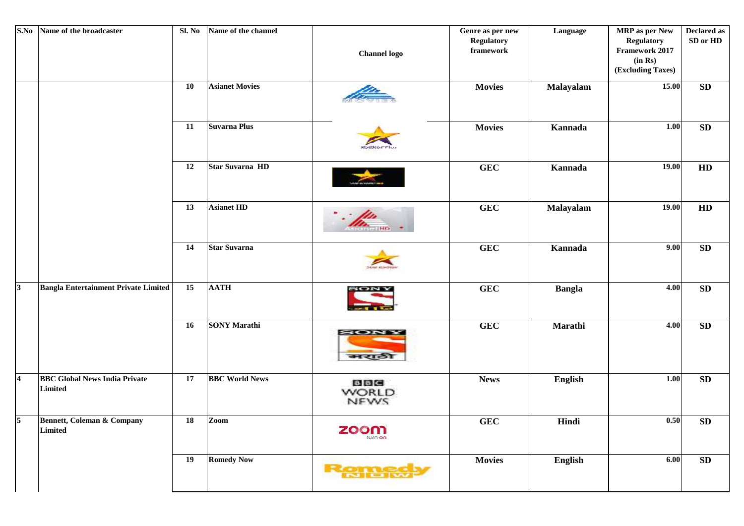| S.No | Name of the broadcaster | Sl. No | Name of the channel | Channel logo | Genre as per new Regulatory framework | Language | MRP as per New Regulatory Framework 2017 (in Rs) (Excluding Taxes) | Declared as SD or HD |
|---|---|---|---|---|---|---|---|---|
| | | 10 | Asianet Movies | | Movies | Malayalam | 15.00 | SD |
| | | 11 | Suvarna Plus | | Movies | Kannada | 1.00 | SD |
| | | 12 | Star Suvarna HD | | GEC | Kannada | 19.00 | HD |
| | | 13 | Asianet HD | | GEC | Malayalam | 19.00 | HD |
| | | 14 | Star Suvarna | | GEC | Kannada | 9.00 | SD |
| 3 | Bangla Entertainment Private Limited | 15 | AATH | | GEC | Bangla | 4.00 | SD |
| | | 16 | SONY Marathi | | GEC | Marathi | 4.00 | SD |
| 4 | BBC Global News India Private Limited | 17 | BBC World News | | News | English | 1.00 | SD |
| 5 | Bennett, Coleman & Company Limited | 18 | Zoom | | GEC | Hindi | 0.50 | SD |
| | | 19 | Romedy Now | | Movies | English | 6.00 | SD |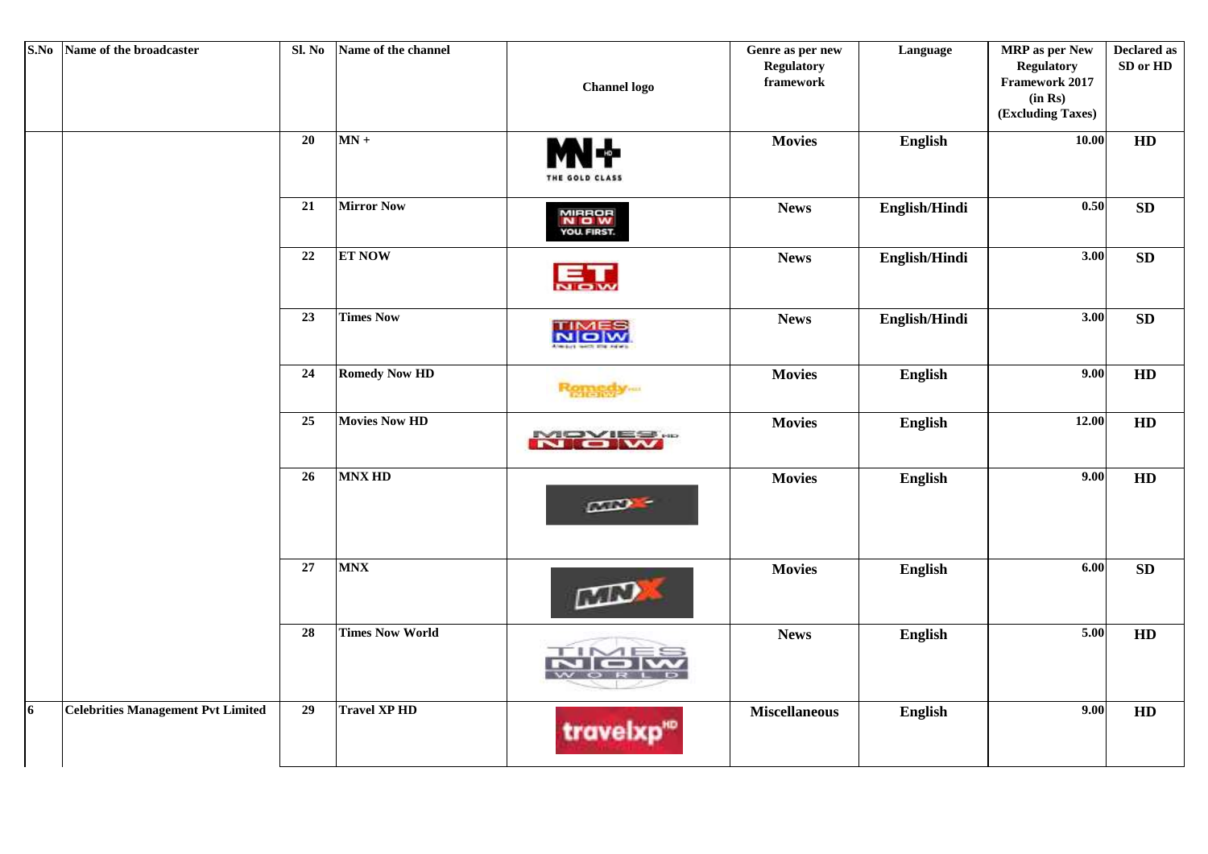| S.No | Name of the broadcaster | Sl. No | Name of the channel | Channel logo | Genre as per new Regulatory framework | Language | MRP as per New Regulatory Framework 2017 (in Rs) (Excluding Taxes) | Declared as SD or HD |
|---|---|---|---|---|---|---|---|---|
| | | 20 | MN + | | Movies | English | 10.00 | HD |
| | | 21 | Mirror Now | | News | English/Hindi | 0.50 | SD |
| | | 22 | ET NOW | | News | English/Hindi | 3.00 | SD |
| | | 23 | Times Now | | News | English/Hindi | 3.00 | SD |
| | | 24 | Romedy Now HD | | Movies | English | 9.00 | HD |
| | | 25 | Movies Now HD | | Movies | English | 12.00 | HD |
| | | 26 | MNX HD | | Movies | English | 9.00 | HD |
| | | 27 | MNX | | Movies | English | 6.00 | SD |
| | | 28 | Times Now World | | News | English | 5.00 | HD |
| 6 | Celebrities Management Pvt Limited | 29 | Travel XP HD | | Miscellaneous | English | 9.00 | HD |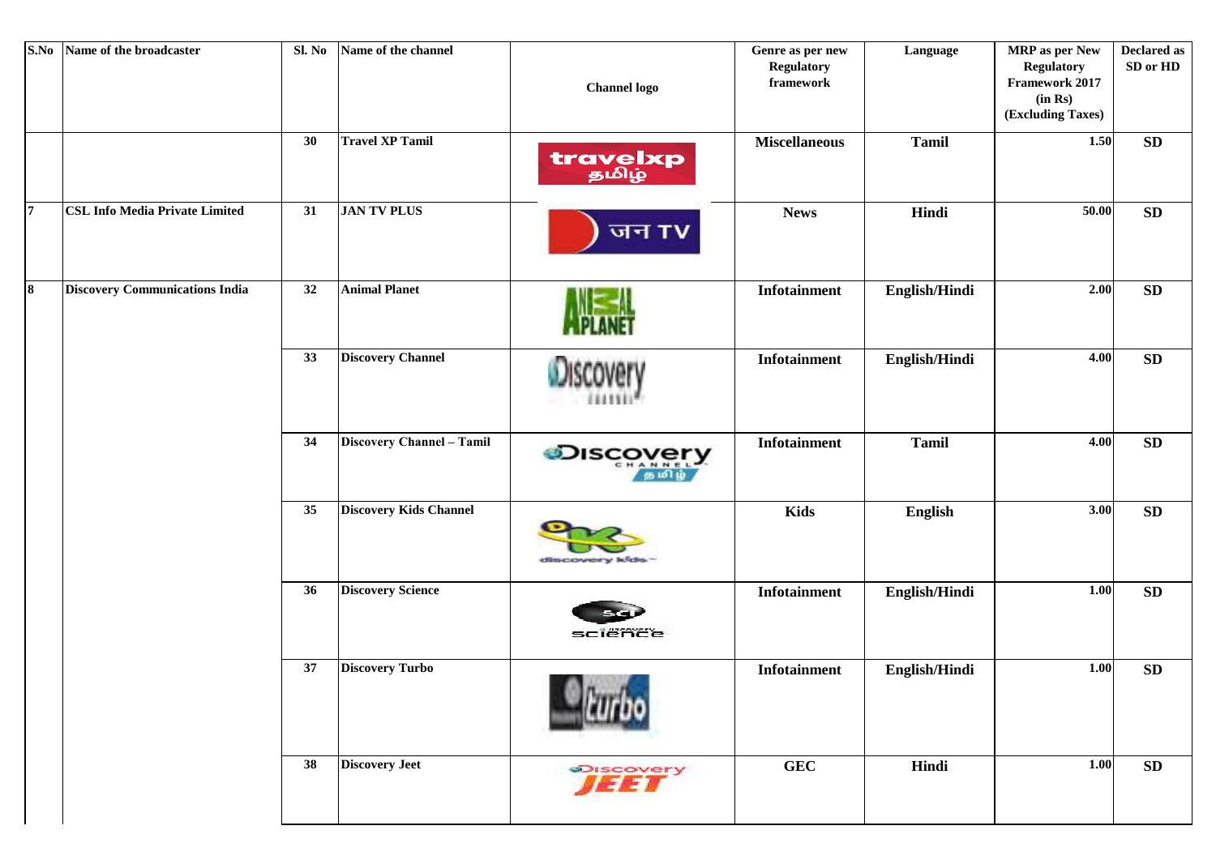| S.No | Name of the broadcaster | Sl. No | Name of the channel | Channel logo | Genre as per new Regulatory framework | Language | MRP as per New Regulatory Framework 2017 (in Rs) (Excluding Taxes) | Declared as SD or HD |
|---|---|---|---|---|---|---|---|---|
| | | 30 | Travel XP Tamil | | Miscellaneous | Tamil | 1.50 | SD |
| 7 | CSL Info Media Private Limited | 31 | JAN TV PLUS | | News | Hindi | 50.00 | SD |
| 8 | Discovery Communications India | 32 | Animal Planet | | Infotainment | English/Hindi | 2.00 | SD |
| | | 33 | Discovery Channel | | Infotainment | English/Hindi | 4.00 | SD |
| | | 34 | Discovery Channel – Tamil | | Infotainment | Tamil | 4.00 | SD |
| | | 35 | Discovery Kids Channel | | Kids | English | 3.00 | SD |
| | | 36 | Discovery Science | | Infotainment | English/Hindi | 1.00 | SD |
| | | 37 | Discovery Turbo | | Infotainment | English/Hindi | 1.00 | SD |
| | | 38 | Discovery Jeet | | GEC | Hindi | 1.00 | SD |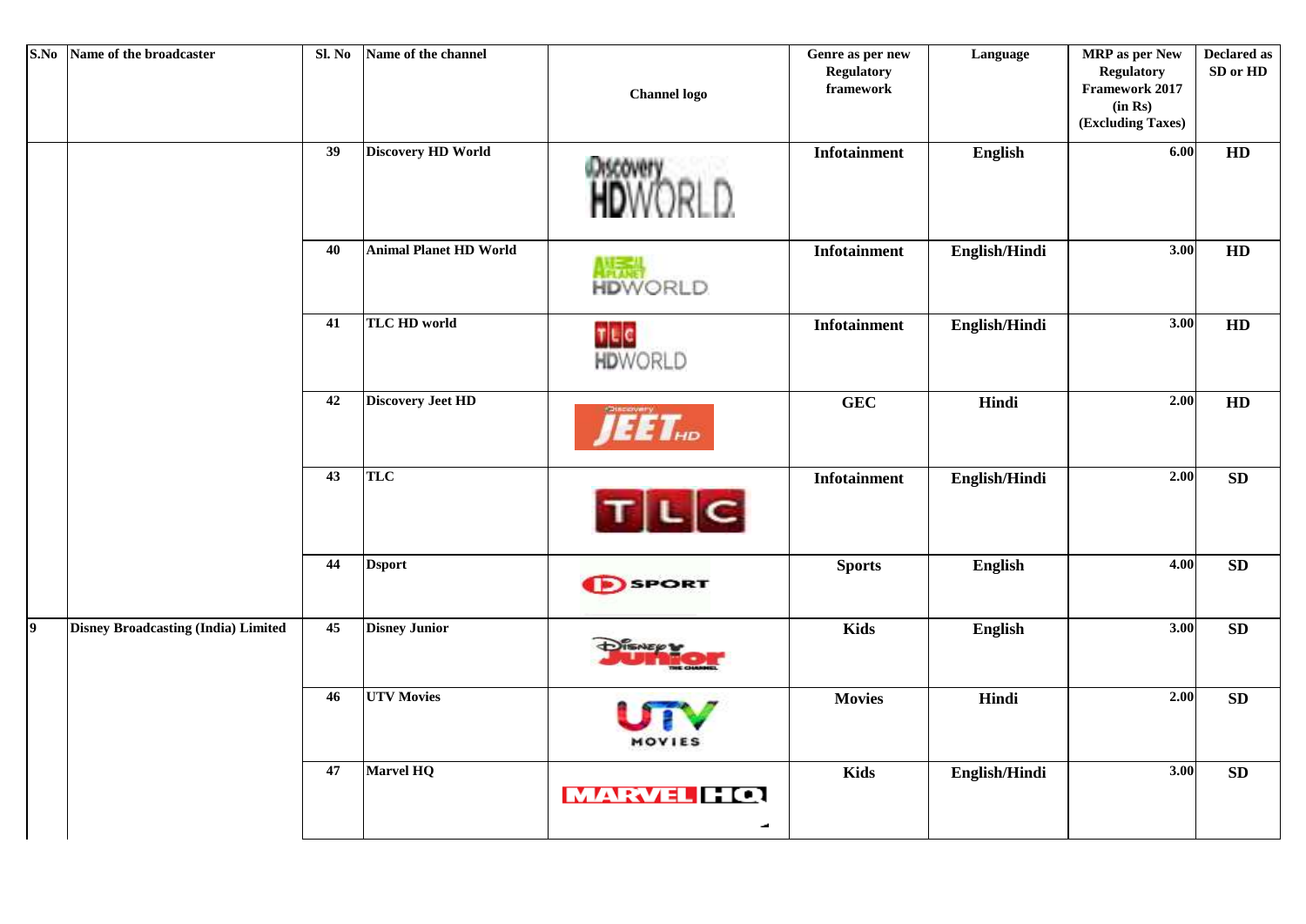| S.No | Name of the broadcaster | Sl. No | Name of the channel | Channel logo | Genre as per new Regulatory framework | Language | MRP as per New Regulatory Framework 2017 (in Rs) (Excluding Taxes) | Declared as SD or HD |
|---|---|---|---|---|---|---|---|---|
| | | 39 | Discovery HD World | | Infotainment | English | 6.00 | HD |
| | | 40 | Animal Planet HD World | | Infotainment | English/Hindi | 3.00 | HD |
| | | 41 | TLC HD world | | Infotainment | English/Hindi | 3.00 | HD |
| | | 42 | Discovery Jeet HD | | GEC | Hindi | 2.00 | HD |
| | | 43 | TLC | | Infotainment | English/Hindi | 2.00 | SD |
| | | 44 | Dsport | | Sports | English | 4.00 | SD |
| 9 | Disney Broadcasting (India) Limited | 45 | Disney Junior | | Kids | English | 3.00 | SD |
| | | 46 | UTV Movies | | Movies | Hindi | 2.00 | SD |
| | | 47 | Marvel HQ | | Kids | English/Hindi | 3.00 | SD |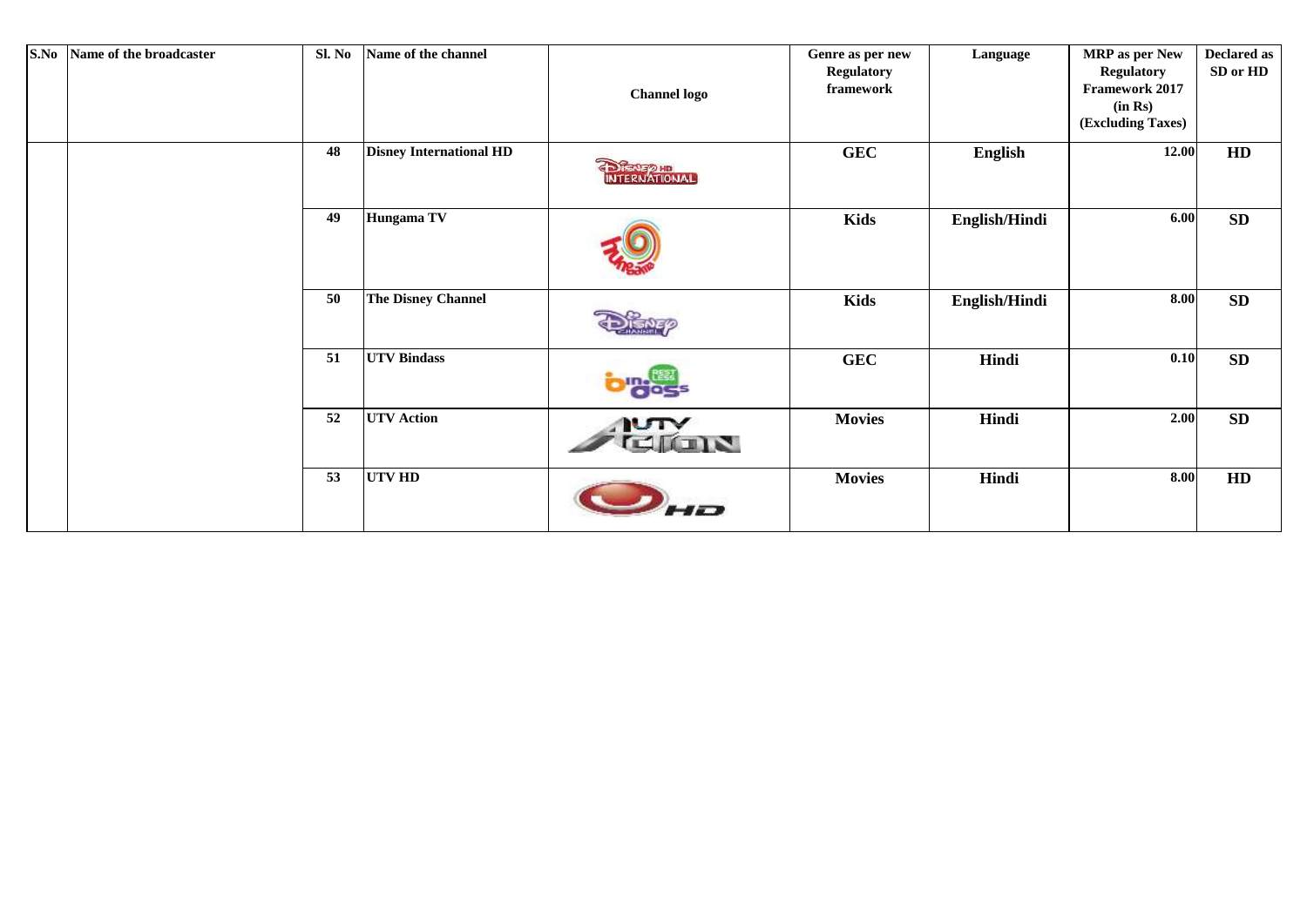| S.No | Name of the broadcaster | Sl. No | Name of the channel | Channel logo | Genre as per new Regulatory framework | Language | MRP as per New Regulatory Framework 2017 (in Rs) (Excluding Taxes) | Declared as SD or HD |
|---|---|---|---|---|---|---|---|---|
| | | 48 | Disney International HD | | GEC | English | 12.00 | HD |
| | | 49 | Hungama TV | | Kids | English/Hindi | 6.00 | SD |
| | | 50 | The Disney Channel | | Kids | English/Hindi | 8.00 | SD |
| | | 51 | UTV Bindass | | GEC | Hindi | 0.10 | SD |
| | | 52 | UTV Action | | Movies | Hindi | 2.00 | SD |
| | | 53 | UTV HD | | Movies | Hindi | 8.00 | HD |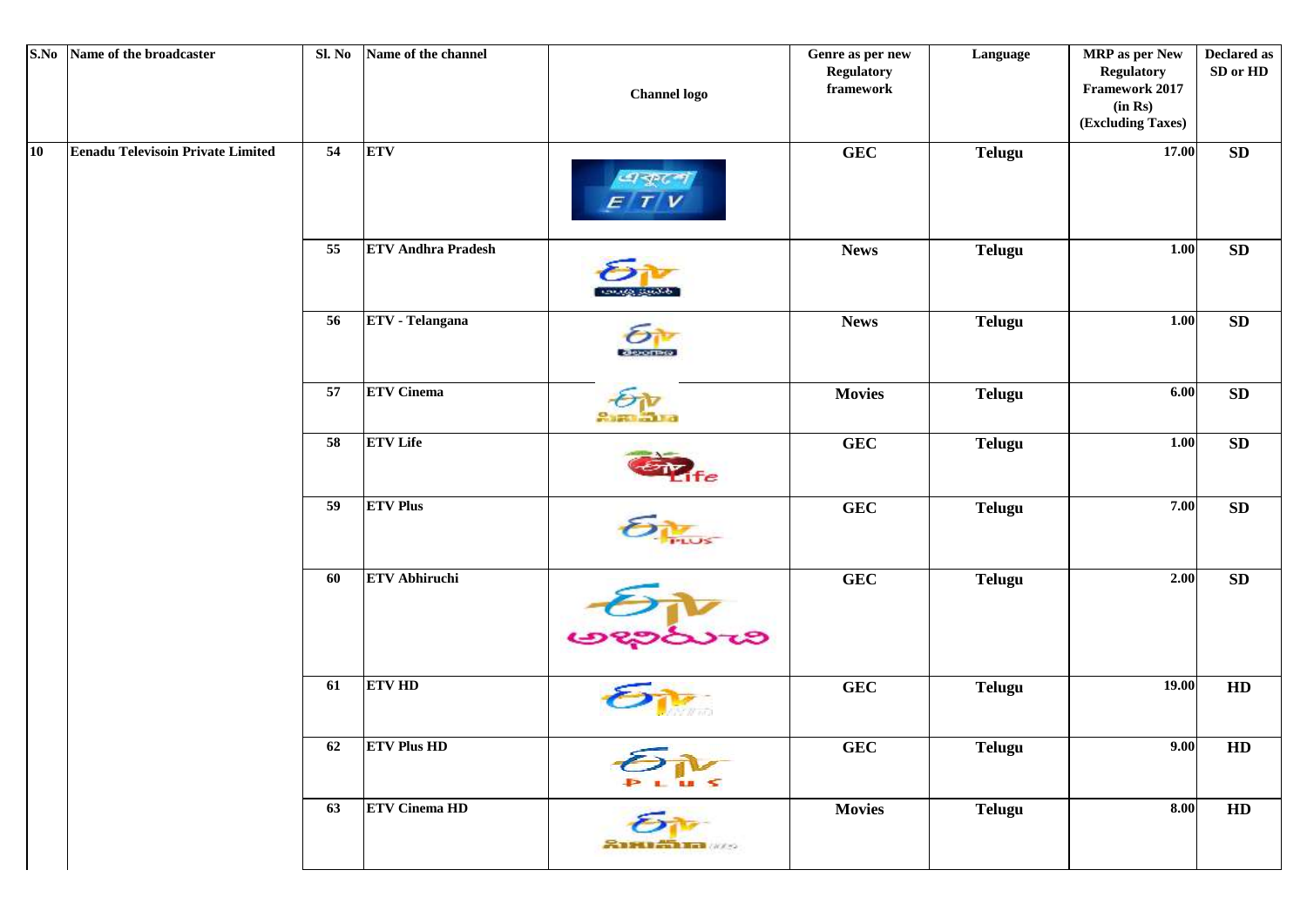| S.No | Name of the broadcaster | Sl. No | Name of the channel | Channel logo | Genre as per new Regulatory framework | Language | MRP as per New Regulatory Framework 2017 (in Rs) (Excluding Taxes) | Declared as SD or HD |
|---|---|---|---|---|---|---|---|---|
| 10 | Eenadu Televisoin Private Limited | 54 | ETV | | GEC | Telugu | 17.00 | SD |
| | | 55 | ETV Andhra Pradesh | | News | Telugu | 1.00 | SD |
| | | 56 | ETV - Telangana | | News | Telugu | 1.00 | SD |
| | | 57 | ETV Cinema | | Movies | Telugu | 6.00 | SD |
| | | 58 | ETV Life | | GEC | Telugu | 1.00 | SD |
| | | 59 | ETV Plus | | GEC | Telugu | 7.00 | SD |
| | | 60 | ETV Abhiruchi | | GEC | Telugu | 2.00 | SD |
| | | 61 | ETV HD | | GEC | Telugu | 19.00 | HD |
| | | 62 | ETV Plus HD | | GEC | Telugu | 9.00 | HD |
| | | 63 | ETV Cinema HD | | Movies | Telugu | 8.00 | HD |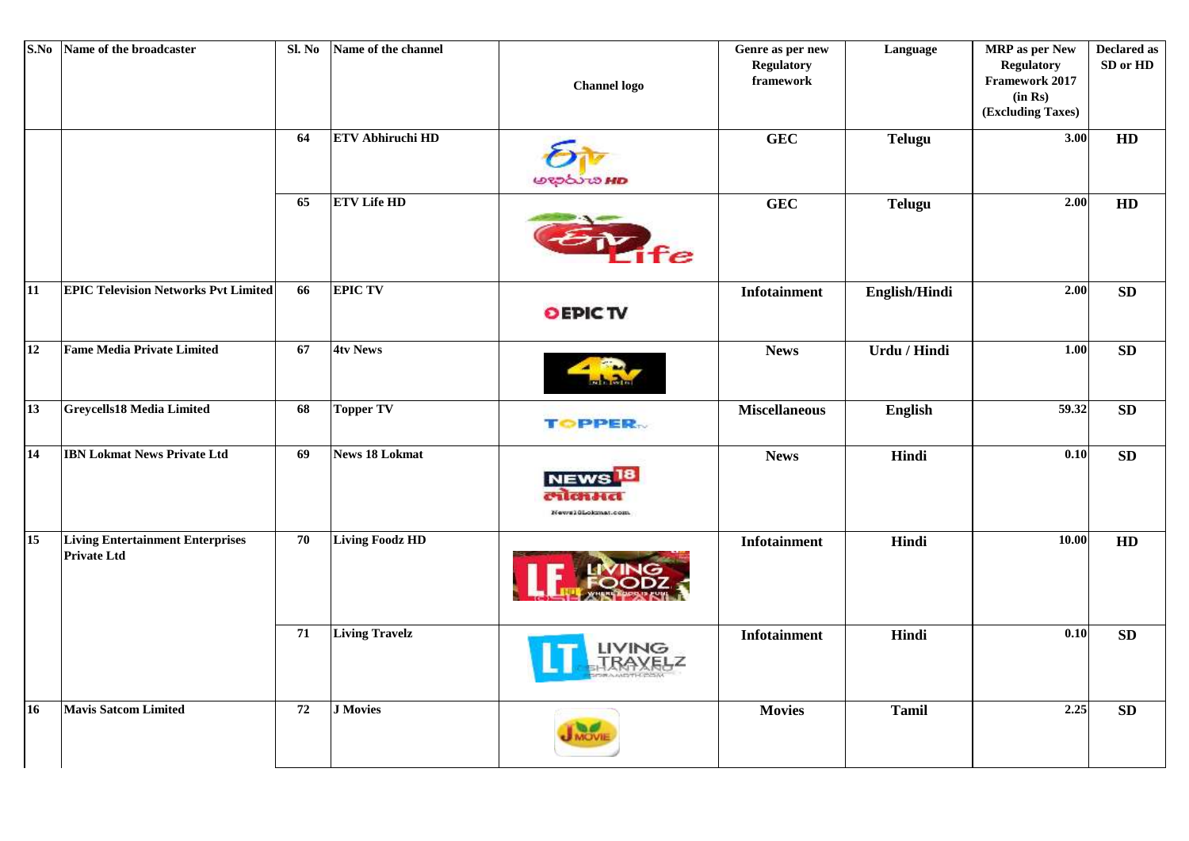| S.No | Name of the broadcaster | Sl. No | Name of the channel | Channel logo | Genre as per new Regulatory framework | Language | MRP as per New Regulatory Framework 2017 (in Rs) (Excluding Taxes) | Declared as SD or HD |
|---|---|---|---|---|---|---|---|---|
| | | 64 | ETV Abhiruchi HD | | GEC | Telugu | 3.00 | HD |
| | | 65 | ETV Life HD | | GEC | Telugu | 2.00 | HD |
| 11 | EPIC Television Networks Pvt Limited | 66 | EPIC TV | | Infotainment | English/Hindi | 2.00 | SD |
| 12 | Fame Media Private Limited | 67 | 4tv News | | News | Urdu / Hindi | 1.00 | SD |
| 13 | Greycells18 Media Limited | 68 | Topper TV | | Miscellaneous | English | 59.32 | SD |
| 14 | IBN Lokmat News Private Ltd | 69 | News 18 Lokmat | | News | Hindi | 0.10 | SD |
| 15 | Living Entertainment Enterprises Private Ltd | 70 | Living Foodz HD | | Infotainment | Hindi | 10.00 | HD |
| | | 71 | Living Travelz | | Infotainment | Hindi | 0.10 | SD |
| 16 | Mavis Satcom Limited | 72 | J Movies | | Movies | Tamil | 2.25 | SD |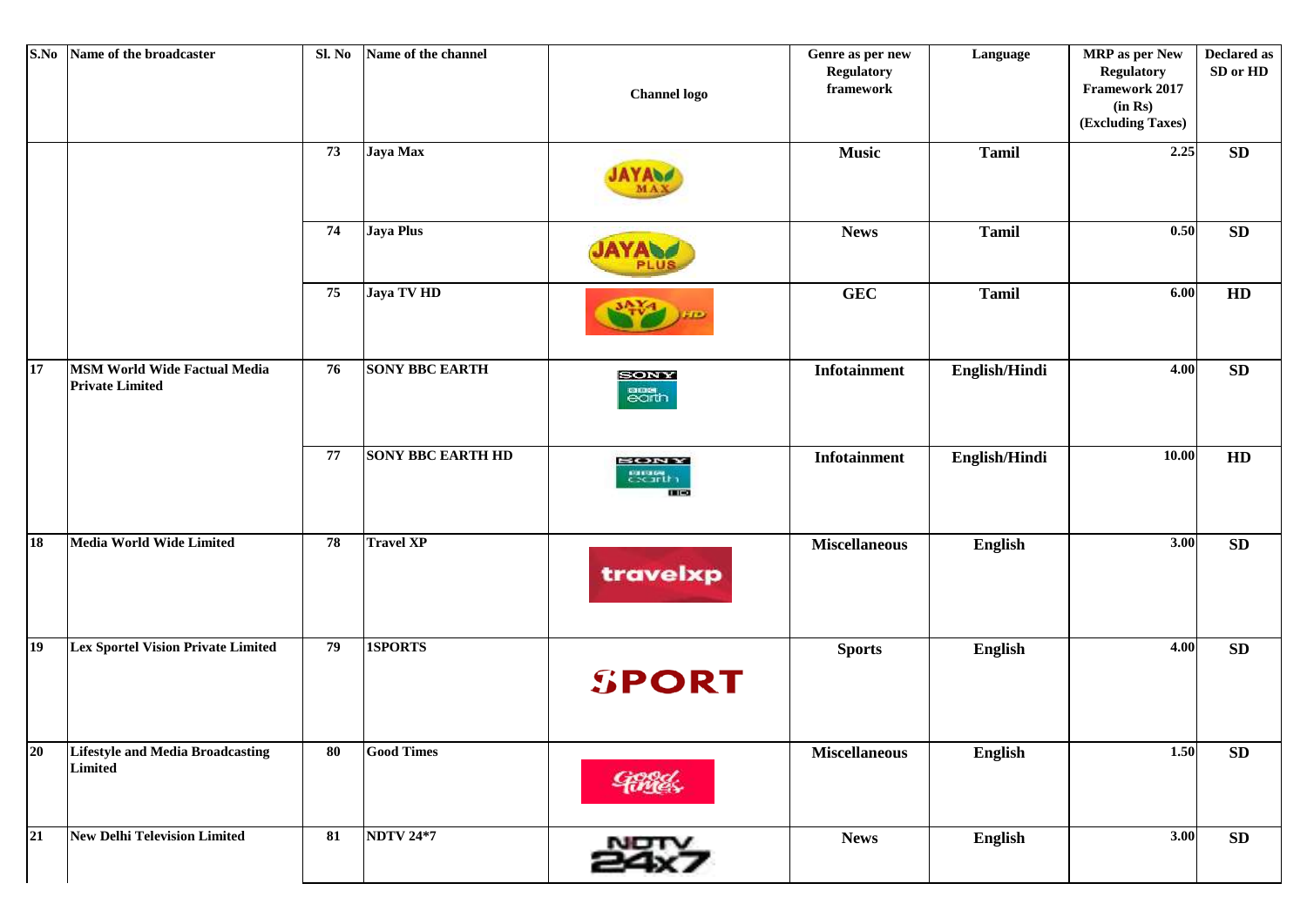| S.No | Name of the broadcaster | Sl. No | Name of the channel | Channel logo | Genre as per new Regulatory framework | Language | MRP as per New Regulatory Framework 2017 (in Rs) (Excluding Taxes) | Declared as SD or HD |
|---|---|---|---|---|---|---|---|---|
| | | 73 | Jaya Max | | Music | Tamil | 2.25 | SD |
| | | 74 | Jaya Plus | | News | Tamil | 0.50 | SD |
| | | 75 | Jaya TV HD | | GEC | Tamil | 6.00 | HD |
| 17 | MSM World Wide Factual Media Private Limited | 76 | SONY BBC EARTH | | Infotainment | English/Hindi | 4.00 | SD |
| | | 77 | SONY BBC EARTH HD | | Infotainment | English/Hindi | 10.00 | HD |
| 18 | Media World Wide Limited | 78 | Travel XP | | Miscellaneous | English | 3.00 | SD |
| 19 | Lex Sportel Vision Private Limited | 79 | 1SPORTS | | Sports | English | 4.00 | SD |
| 20 | Lifestyle and Media Broadcasting Limited | 80 | Good Times | | Miscellaneous | English | 1.50 | SD |
| 21 | New Delhi Television Limited | 81 | NDTV 24*7 | | News | English | 3.00 | SD |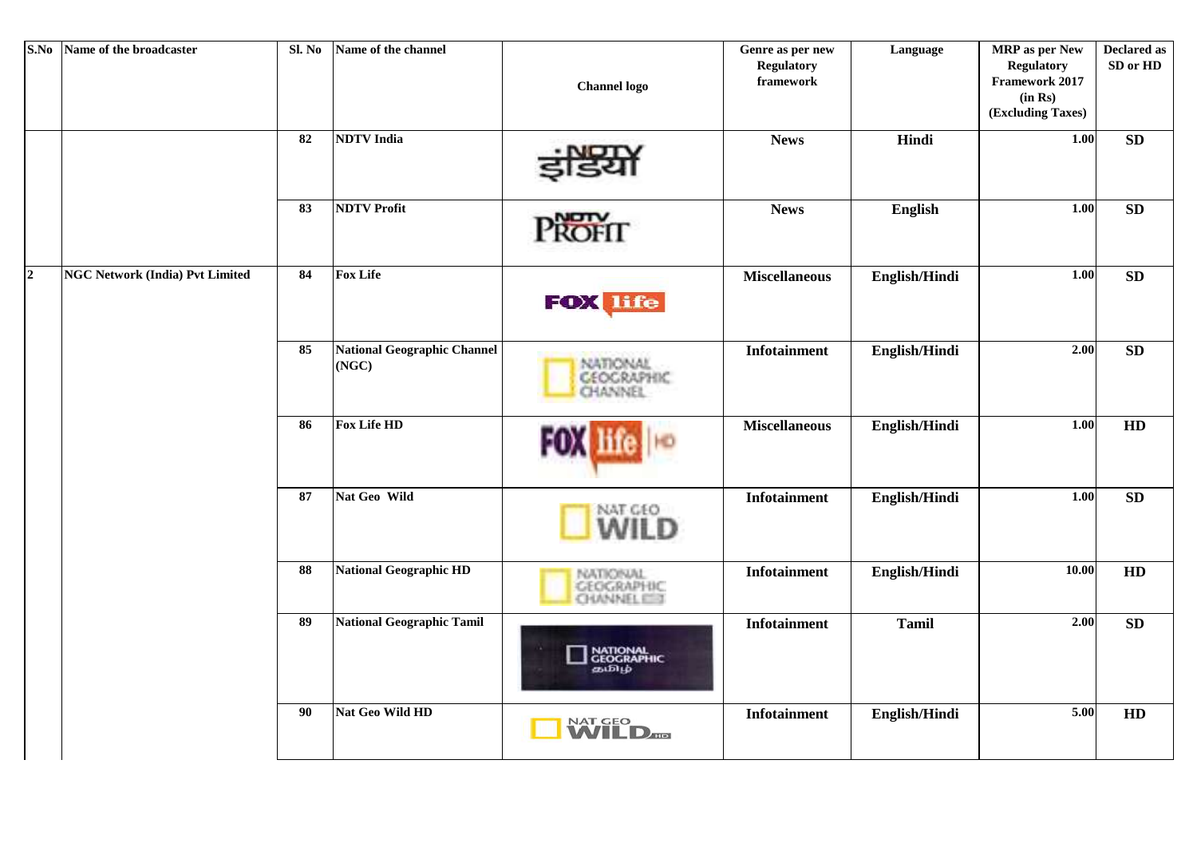| S.No | Name of the broadcaster | Sl. No | Name of the channel | Channel logo | Genre as per new Regulatory framework | Language | MRP as per New Regulatory Framework 2017 (in Rs) (Excluding Taxes) | Declared as SD or HD |
|---|---|---|---|---|---|---|---|---|
| | | 82 | NDTV India | | News | Hindi | 1.00 | SD |
| | | 83 | NDTV Profit | | News | English | 1.00 | SD |
| 2 | NGC Network (India) Pvt Limited | 84 | Fox Life | | Miscellaneous | English/Hindi | 1.00 | SD |
| | | 85 | National Geographic Channel (NGC) | | Infotainment | English/Hindi | 2.00 | SD |
| | | 86 | Fox Life HD | | Miscellaneous | English/Hindi | 1.00 | HD |
| | | 87 | Nat Geo Wild | | Infotainment | English/Hindi | 1.00 | SD |
| | | 88 | National Geographic HD | | Infotainment | English/Hindi | 10.00 | HD |
| | | 89 | National Geographic Tamil | | Infotainment | Tamil | 2.00 | SD |
| | | 90 | Nat Geo Wild HD | | Infotainment | English/Hindi | 5.00 | HD |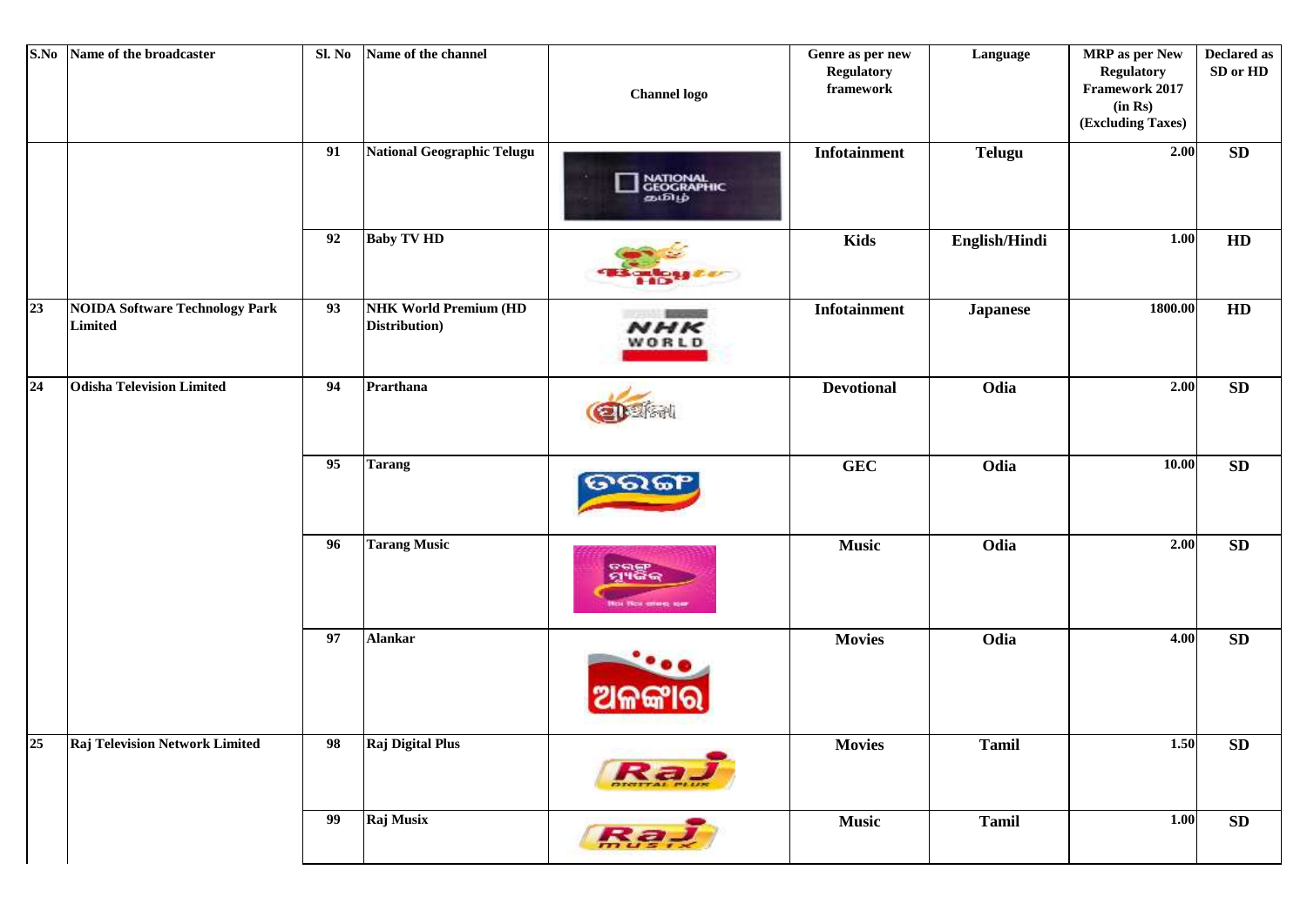| S.No | Name of the broadcaster | Sl. No | Name of the channel | Channel logo | Genre as per new Regulatory framework | Language | MRP as per New Regulatory Framework 2017 (in Rs) (Excluding Taxes) | Declared as SD or HD |
|---|---|---|---|---|---|---|---|---|
| | | 91 | National Geographic Telugu | | Infotainment | Telugu | 2.00 | SD |
| | | 92 | Baby TV HD | | Kids | English/Hindi | 1.00 | HD |
| 23 | NOIDA Software Technology Park Limited | 93 | NHK World Premium (HD Distribution) | | Infotainment | Japanese | 1800.00 | HD |
| 24 | Odisha Television Limited | 94 | Prarthana | | Devotional | Odia | 2.00 | SD |
| | | 95 | Tarang | | GEC | Odia | 10.00 | SD |
| | | 96 | Tarang Music | | Music | Odia | 2.00 | SD |
| | | 97 | Alankar | | Movies | Odia | 4.00 | SD |
| 25 | Raj Television Network Limited | 98 | Raj Digital Plus | | Movies | Tamil | 1.50 | SD |
| | | 99 | Raj Musix | | Music | Tamil | 1.00 | SD |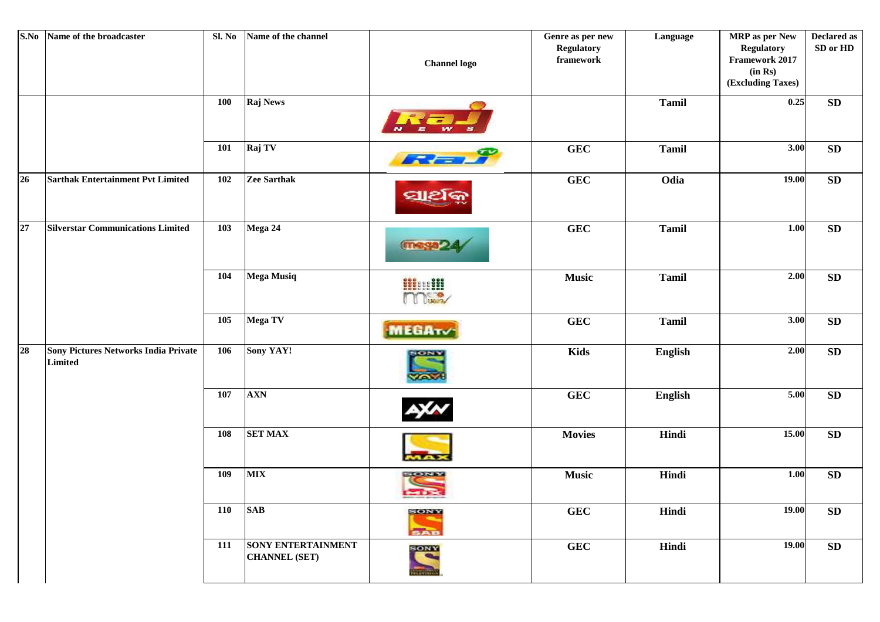| S.No | Name of the broadcaster | Sl. No | Name of the channel | Channel logo | Genre as per new Regulatory framework | Language | MRP as per New Regulatory Framework 2017 (in Rs) (Excluding Taxes) | Declared as SD or HD |
|---|---|---|---|---|---|---|---|---|
| | | 100 | Raj News | | | Tamil | 0.25 | SD |
| | | 101 | Raj TV | | GEC | Tamil | 3.00 | SD |
| 26 | Sarthak Entertainment Pvt Limited | 102 | Zee Sarthak | | GEC | Odia | 19.00 | SD |
| 27 | Silverstar Communications Limited | 103 | Mega 24 | | GEC | Tamil | 1.00 | SD |
| | | 104 | Mega Musiq | | Music | Tamil | 2.00 | SD |
| | | 105 | Mega TV | | GEC | Tamil | 3.00 | SD |
| 28 | Sony Pictures Networks India Private Limited | 106 | Sony YAY! | | Kids | English | 2.00 | SD |
| | | 107 | AXN | | GEC | English | 5.00 | SD |
| | | 108 | SET MAX | | Movies | Hindi | 15.00 | SD |
| | | 109 | MIX | | Music | Hindi | 1.00 | SD |
| | | 110 | SAB | | GEC | Hindi | 19.00 | SD |
| | | 111 | SONY ENTERTAINMENT CHANNEL (SET) | | GEC | Hindi | 19.00 | SD |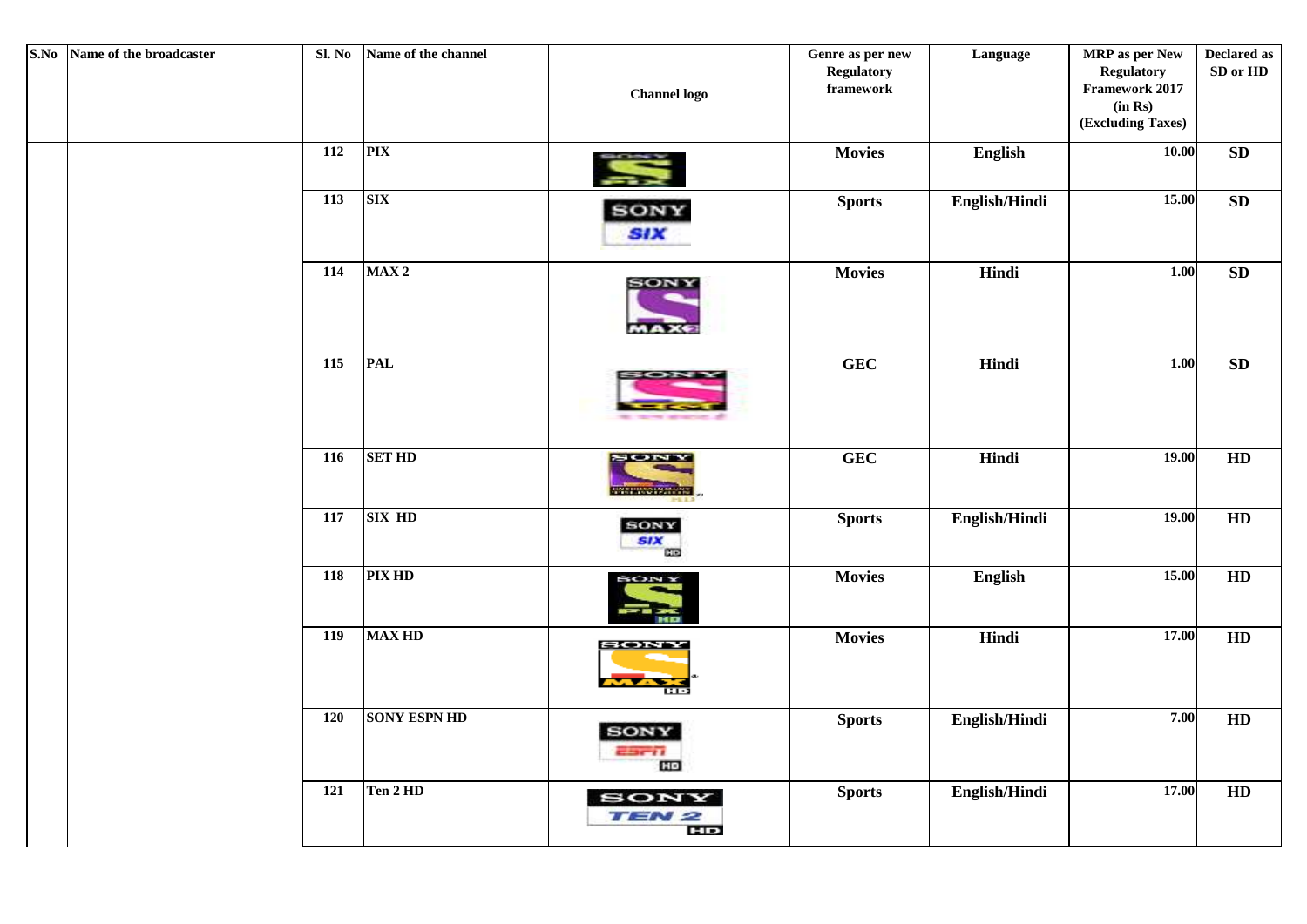| S.No | Name of the broadcaster | Sl. No | Name of the channel | Channel logo | Genre as per new Regulatory framework | Language | MRP as per New Regulatory Framework 2017 (in Rs) (Excluding Taxes) | Declared as SD or HD |
|---|---|---|---|---|---|---|---|---|
| | | 112 | PIX | | Movies | English | 10.00 | SD |
| | | 113 | SIX | | Sports | English/Hindi | 15.00 | SD |
| | | 114 | MAX 2 | | Movies | Hindi | 1.00 | SD |
| | | 115 | PAL | | GEC | Hindi | 1.00 | SD |
| | | 116 | SET HD | | GEC | Hindi | 19.00 | HD |
| | | 117 | SIX HD | | Sports | English/Hindi | 19.00 | HD |
| | | 118 | PIX HD | | Movies | English | 15.00 | HD |
| | | 119 | MAX HD | | Movies | Hindi | 17.00 | HD |
| | | 120 | SONY ESPN HD | | Sports | English/Hindi | 7.00 | HD |
| | | 121 | Ten 2 HD | | Sports | English/Hindi | 17.00 | HD |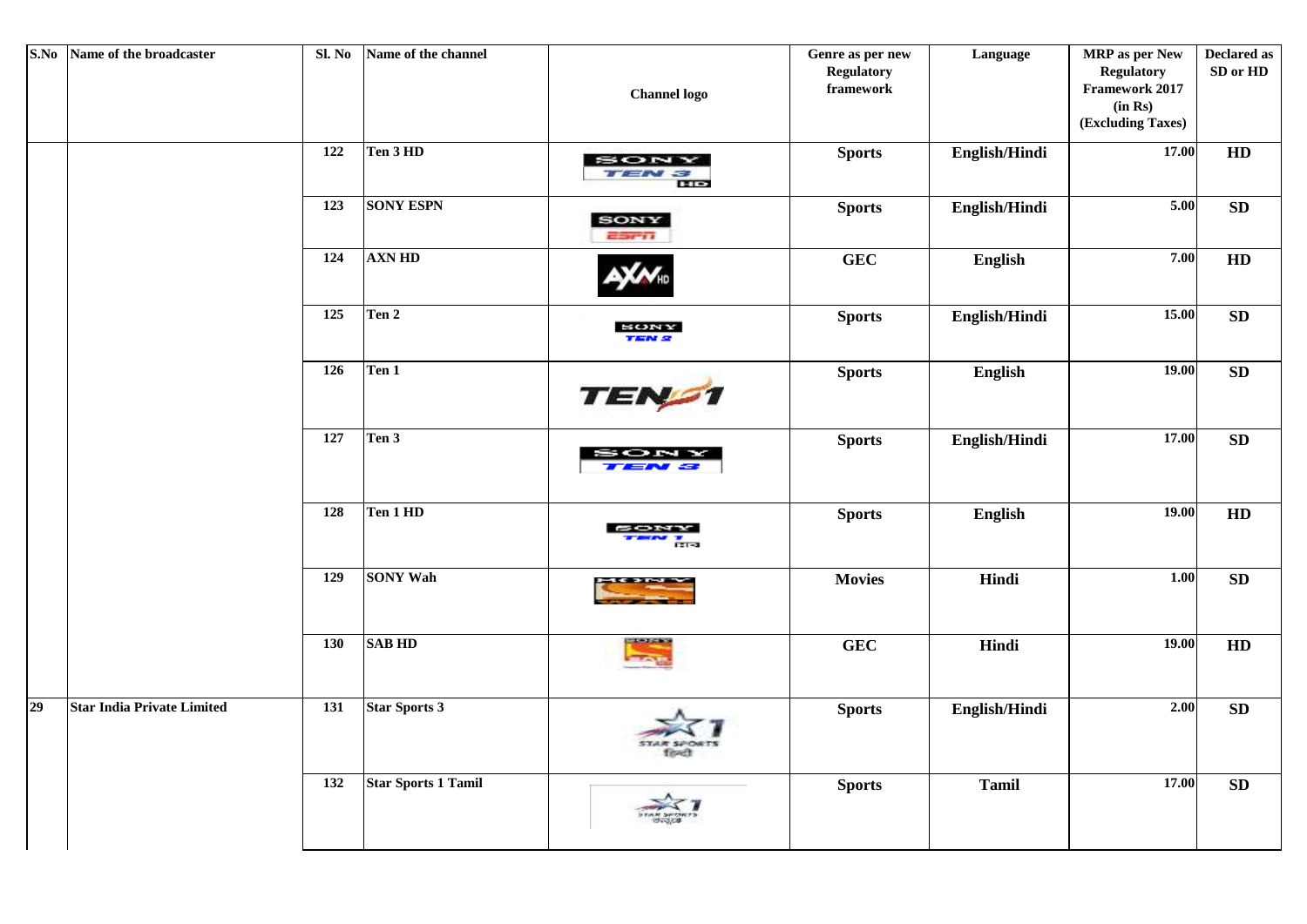| S.No | Name of the broadcaster | Sl. No | Name of the channel | Channel logo | Genre as per new Regulatory framework | Language | MRP as per New Regulatory Framework 2017 (in Rs) (Excluding Taxes) | Declared as SD or HD |
|---|---|---|---|---|---|---|---|---|
| | | 122 | Ten 3 HD | | Sports | English/Hindi | 17.00 | HD |
| | | 123 | SONY ESPN | | Sports | English/Hindi | 5.00 | SD |
| | | 124 | AXN HD | | GEC | English | 7.00 | HD |
| | | 125 | Ten 2 | | Sports | English/Hindi | 15.00 | SD |
| | | 126 | Ten 1 | | Sports | English | 19.00 | SD |
| | | 127 | Ten 3 | | Sports | English/Hindi | 17.00 | SD |
| | | 128 | Ten 1 HD | | Sports | English | 19.00 | HD |
| | | 129 | SONY Wah | | Movies | Hindi | 1.00 | SD |
| | | 130 | SAB HD | | GEC | Hindi | 19.00 | HD |
| 29 | Star India Private Limited | 131 | Star Sports 3 | | Sports | English/Hindi | 2.00 | SD |
| | | 132 | Star Sports 1 Tamil | | Sports | Tamil | 17.00 | SD |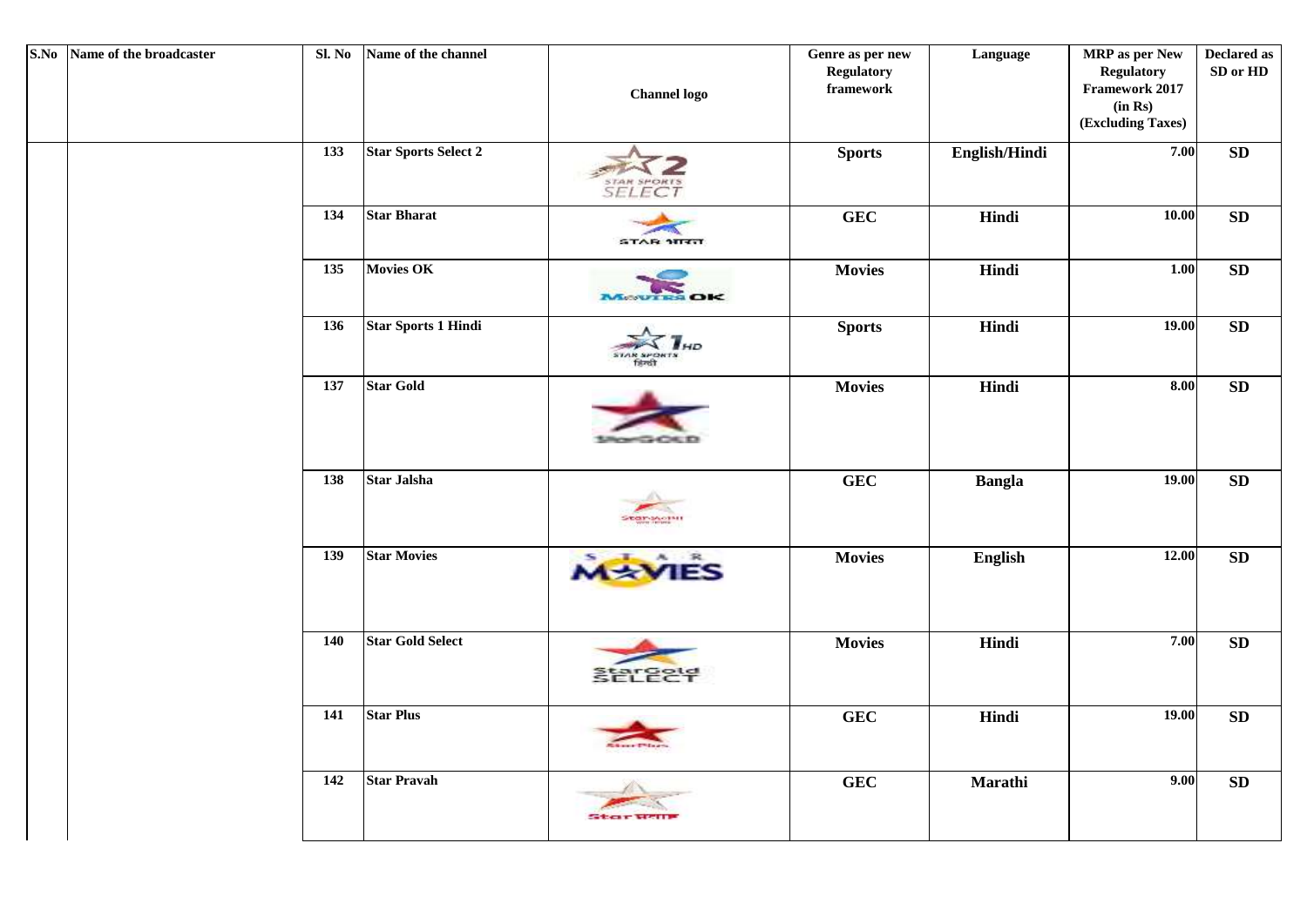| S.No | Name of the broadcaster | Sl. No | Name of the channel | Channel logo | Genre as per new Regulatory framework | Language | MRP as per New Regulatory Framework 2017 (in Rs) (Excluding Taxes) | Declared as SD or HD |
|---|---|---|---|---|---|---|---|---|
| | | 133 | Star Sports Select 2 | | Sports | English/Hindi | 7.00 | SD |
| | | 134 | Star Bharat | | GEC | Hindi | 10.00 | SD |
| | | 135 | Movies OK | | Movies | Hindi | 1.00 | SD |
| | | 136 | Star Sports 1 Hindi | | Sports | Hindi | 19.00 | SD |
| | | 137 | Star Gold | | Movies | Hindi | 8.00 | SD |
| | | 138 | Star Jalsha | | GEC | Bangla | 19.00 | SD |
| | | 139 | Star Movies | | Movies | English | 12.00 | SD |
| | | 140 | Star Gold Select | | Movies | Hindi | 7.00 | SD |
| | | 141 | Star Plus | | GEC | Hindi | 19.00 | SD |
| | | 142 | Star Pravah | | GEC | Marathi | 9.00 | SD |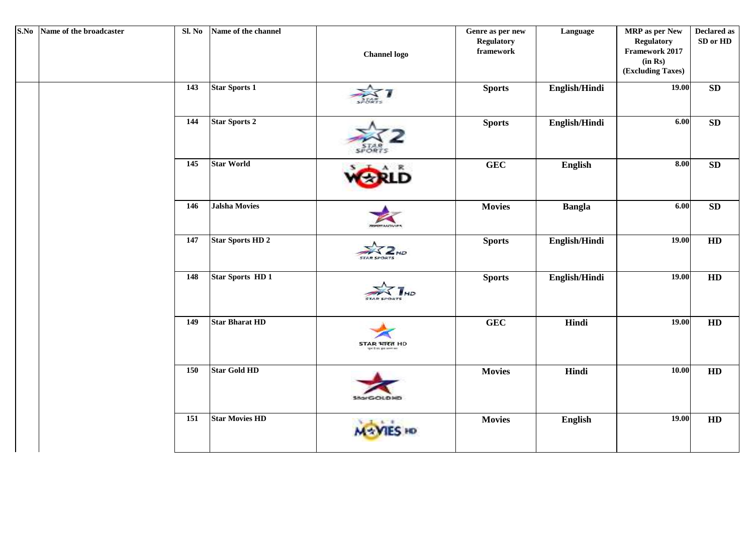| S.No | Name of the broadcaster | Sl. No | Name of the channel | Channel logo | Genre as per new Regulatory framework | Language | MRP as per New Regulatory Framework 2017 (in Rs) (Excluding Taxes) | Declared as SD or HD |
|---|---|---|---|---|---|---|---|---|
| | | 143 | Star Sports 1 | | Sports | English/Hindi | 19.00 | SD |
| | | 144 | Star Sports 2 | | Sports | English/Hindi | 6.00 | SD |
| | | 145 | Star World | | GEC | English | 8.00 | SD |
| | | 146 | Jalsha Movies | | Movies | Bangla | 6.00 | SD |
| | | 147 | Star Sports HD 2 | | Sports | English/Hindi | 19.00 | HD |
| | | 148 | Star Sports HD 1 | | Sports | English/Hindi | 19.00 | HD |
| | | 149 | Star Bharat HD | | GEC | Hindi | 19.00 | HD |
| | | 150 | Star Gold HD | | Movies | Hindi | 10.00 | HD |
| | | 151 | Star Movies HD | | Movies | English | 19.00 | HD |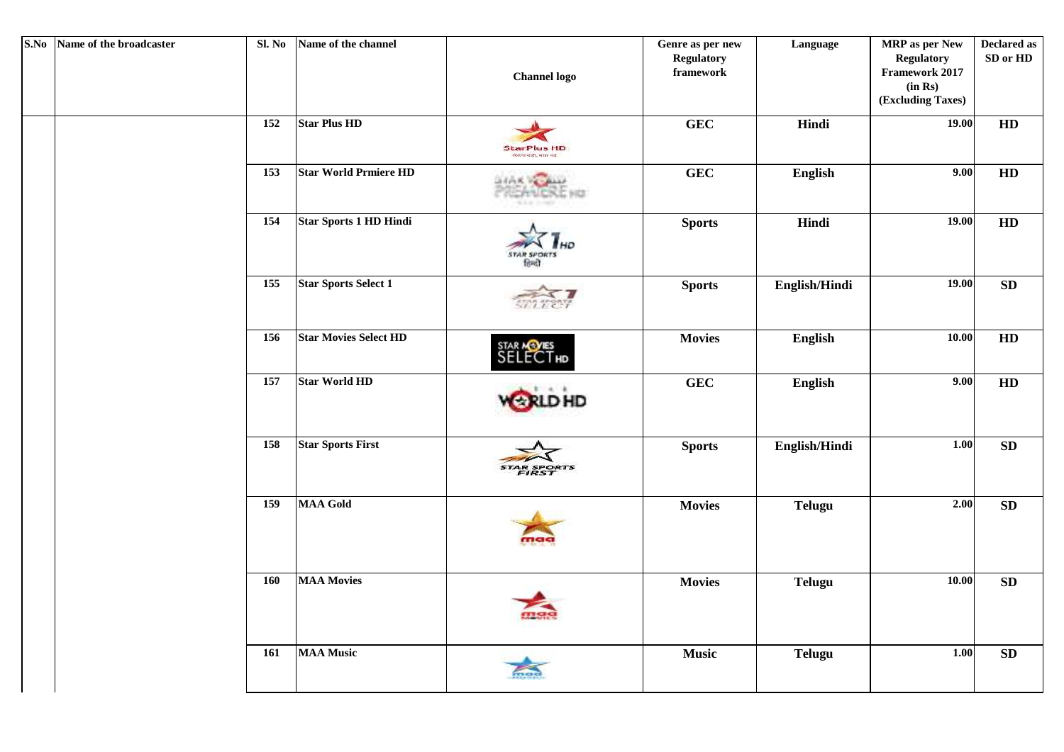| S.No | Name of the broadcaster | Sl. No | Name of the channel | Channel logo | Genre as per new Regulatory framework | Language | MRP as per New Regulatory Framework 2017 (in Rs) (Excluding Taxes) | Declared as SD or HD |
|---|---|---|---|---|---|---|---|---|
| | | 152 | Star Plus HD | | GEC | Hindi | 19.00 | HD |
| | | 153 | Star World Prmiere HD | | GEC | English | 9.00 | HD |
| | | 154 | Star Sports 1 HD Hindi | | Sports | Hindi | 19.00 | HD |
| | | 155 | Star Sports Select 1 | | Sports | English/Hindi | 19.00 | SD |
| | | 156 | Star Movies Select HD | | Movies | English | 10.00 | HD |
| | | 157 | Star World HD | | GEC | English | 9.00 | HD |
| | | 158 | Star Sports First | | Sports | English/Hindi | 1.00 | SD |
| | | 159 | MAA Gold | | Movies | Telugu | 2.00 | SD |
| | | 160 | MAA Movies | | Movies | Telugu | 10.00 | SD |
| | | 161 | MAA Music | | Music | Telugu | 1.00 | SD |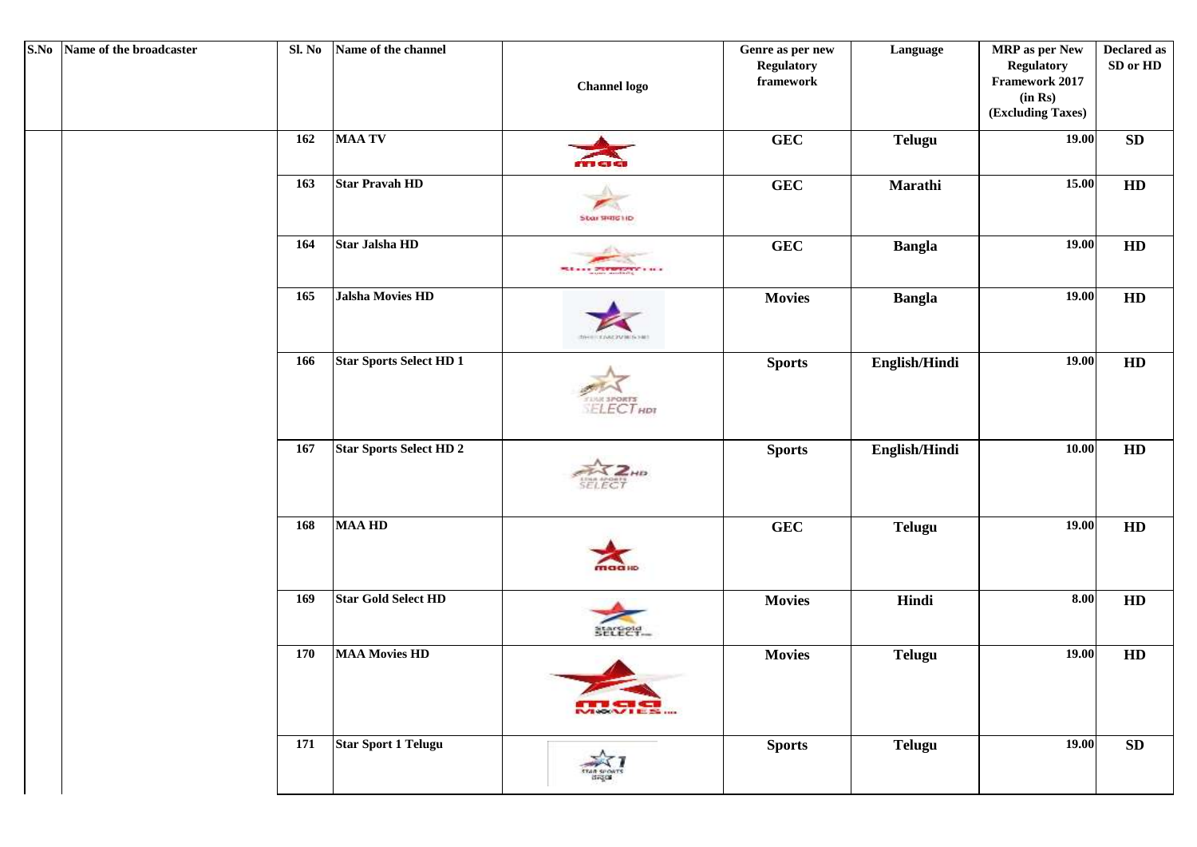| S.No | Name of the broadcaster | Sl. No | Name of the channel | Channel logo | Genre as per new Regulatory framework | Language | MRP as per New Regulatory Framework 2017 (in Rs) (Excluding Taxes) | Declared as SD or HD |
|---|---|---|---|---|---|---|---|---|
| | | 162 | MAA TV | | GEC | Telugu | 19.00 | SD |
| | | 163 | Star Pravah HD | | GEC | Marathi | 15.00 | HD |
| | | 164 | Star Jalsha HD | | GEC | Bangla | 19.00 | HD |
| | | 165 | Jalsha Movies HD | | Movies | Bangla | 19.00 | HD |
| | | 166 | Star Sports Select HD 1 | | Sports | English/Hindi | 19.00 | HD |
| | | 167 | Star Sports Select HD 2 | | Sports | English/Hindi | 10.00 | HD |
| | | 168 | MAA HD | | GEC | Telugu | 19.00 | HD |
| | | 169 | Star Gold Select HD | | Movies | Hindi | 8.00 | HD |
| | | 170 | MAA Movies HD | | Movies | Telugu | 19.00 | HD |
| | | 171 | Star Sport 1 Telugu | | Sports | Telugu | 19.00 | SD |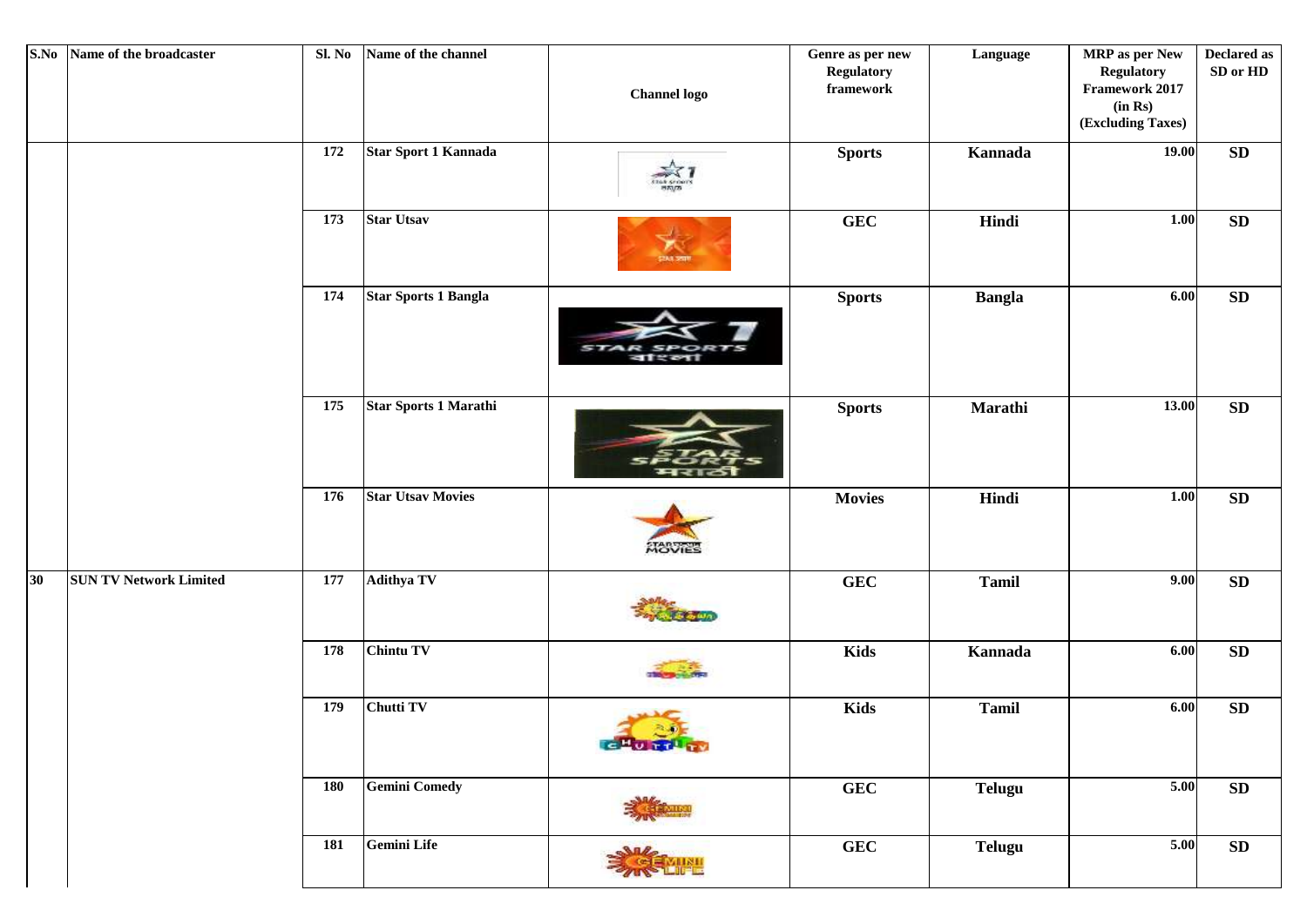| S.No | Name of the broadcaster | Sl. No | Name of the channel | Channel logo | Genre as per new Regulatory framework | Language | MRP as per New Regulatory Framework 2017 (in Rs) (Excluding Taxes) | Declared as SD or HD |
|---|---|---|---|---|---|---|---|---|
| | | 172 | Star Sport 1 Kannada | | Sports | Kannada | 19.00 | SD |
| | | 173 | Star Utsav | | GEC | Hindi | 1.00 | SD |
| | | 174 | Star Sports 1 Bangla | | Sports | Bangla | 6.00 | SD |
| | | 175 | Star Sports 1 Marathi | | Sports | Marathi | 13.00 | SD |
| | | 176 | Star Utsav Movies | | Movies | Hindi | 1.00 | SD |
| 30 | SUN TV Network Limited | 177 | Adithya TV | | GEC | Tamil | 9.00 | SD |
| | | 178 | Chintu TV | | Kids | Kannada | 6.00 | SD |
| | | 179 | Chutti TV | | Kids | Tamil | 6.00 | SD |
| | | 180 | Gemini Comedy | | GEC | Telugu | 5.00 | SD |
| | | 181 | Gemini Life | | GEC | Telugu | 5.00 | SD |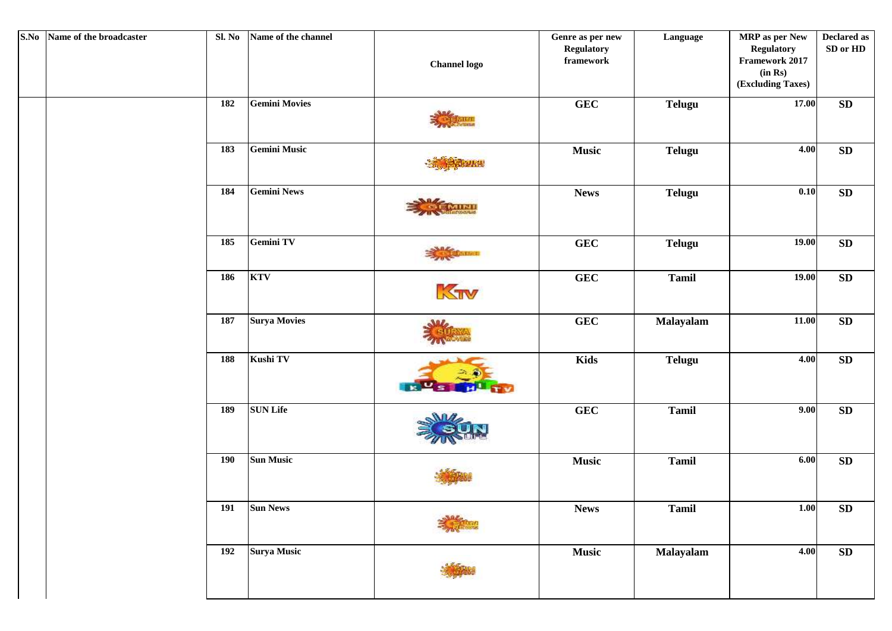| S.No | Name of the broadcaster | Sl. No | Name of the channel | Channel logo | Genre as per new Regulatory framework | Language | MRP as per New Regulatory Framework 2017 (in Rs) (Excluding Taxes) | Declared as SD or HD |
|---|---|---|---|---|---|---|---|---|
| | | 182 | Gemini Movies | | GEC | Telugu | 17.00 | SD |
| | | 183 | Gemini Music | | Music | Telugu | 4.00 | SD |
| | | 184 | Gemini News | | News | Telugu | 0.10 | SD |
| | | 185 | Gemini TV | | GEC | Telugu | 19.00 | SD |
| | | 186 | KTV | | GEC | Tamil | 19.00 | SD |
| | | 187 | Surya Movies | | GEC | Malayalam | 11.00 | SD |
| | | 188 | Kushi TV | | Kids | Telugu | 4.00 | SD |
| | | 189 | SUN Life | | GEC | Tamil | 9.00 | SD |
| | | 190 | Sun Music | | Music | Tamil | 6.00 | SD |
| | | 191 | Sun News | | News | Tamil | 1.00 | SD |
| | | 192 | Surya Music | | Music | Malayalam | 4.00 | SD |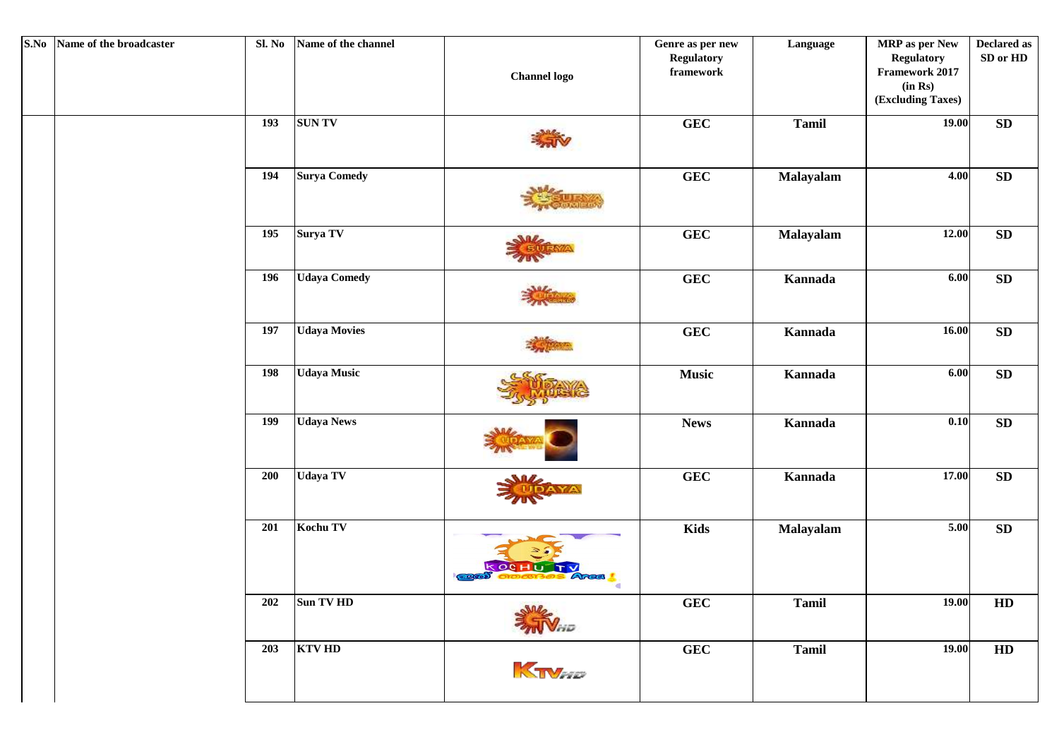| S.No | Name of the broadcaster | Sl. No | Name of the channel | Channel logo | Genre as per new Regulatory framework | Language | MRP as per New Regulatory Framework 2017 (in Rs) (Excluding Taxes) | Declared as SD or HD |
|---|---|---|---|---|---|---|---|---|
| | | 193 | SUN TV | | GEC | Tamil | 19.00 | SD |
| | | 194 | Surya Comedy | | GEC | Malayalam | 4.00 | SD |
| | | 195 | Surya TV | | GEC | Malayalam | 12.00 | SD |
| | | 196 | Udaya Comedy | | GEC | Kannada | 6.00 | SD |
| | | 197 | Udaya Movies | | GEC | Kannada | 16.00 | SD |
| | | 198 | Udaya Music | | Music | Kannada | 6.00 | SD |
| | | 199 | Udaya News | | News | Kannada | 0.10 | SD |
| | | 200 | Udaya TV | | GEC | Kannada | 17.00 | SD |
| | | 201 | Kochu TV | | Kids | Malayalam | 5.00 | SD |
| | | 202 | Sun TV HD | | GEC | Tamil | 19.00 | HD |
| | | 203 | KTV HD | | GEC | Tamil | 19.00 | HD |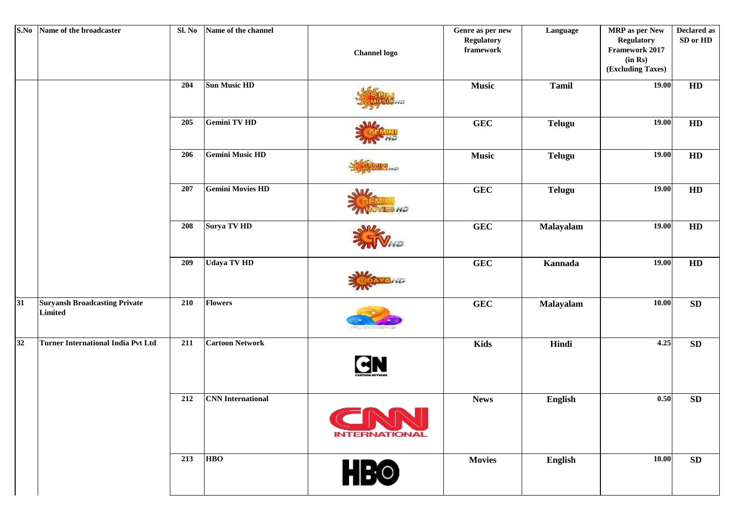| S.No | Name of the broadcaster | Sl. No | Name of the channel | Channel logo | Genre as per new Regulatory framework | Language | MRP as per New Regulatory Framework 2017 (in Rs) (Excluding Taxes) | Declared as SD or HD |
|---|---|---|---|---|---|---|---|---|
| | | 204 | Sun Music HD | | Music | Tamil | 19.00 | HD |
| | | 205 | Gemini TV HD | | GEC | Telugu | 19.00 | HD |
| | | 206 | Gemini Music HD | | Music | Telugu | 19.00 | HD |
| | | 207 | Gemini Movies HD | | GEC | Telugu | 19.00 | HD |
| | | 208 | Surya TV HD | | GEC | Malayalam | 19.00 | HD |
| | | 209 | Udaya TV HD | | GEC | Kannada | 19.00 | HD |
| 31 | Suryansh Broadcasting Private Limited | 210 | Flowers | | GEC | Malayalam | 10.00 | SD |
| 32 | Turner International India Pvt Ltd | 211 | Cartoon Network | | Kids | Hindi | 4.25 | SD |
| | | 212 | CNN International | | News | English | 0.50 | SD |
| | | 213 | HBO | | Movies | English | 10.00 | SD |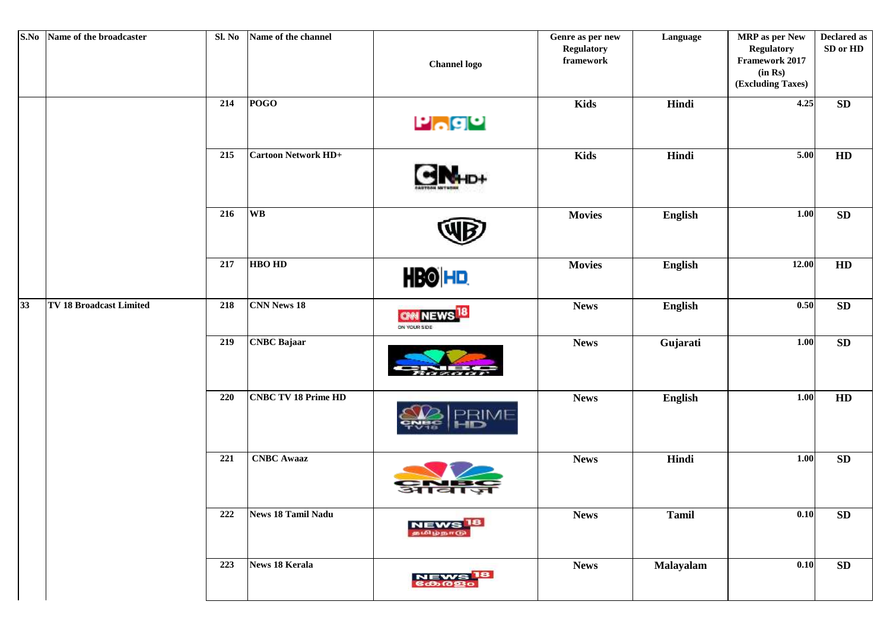| S.No | Name of the broadcaster | Sl. No | Name of the channel | Channel logo | Genre as per new Regulatory framework | Language | MRP as per New Regulatory Framework 2017 (in Rs) (Excluding Taxes) | Declared as SD or HD |
|---|---|---|---|---|---|---|---|---|
| | | 214 | POGO | | Kids | Hindi | 4.25 | SD |
| | | 215 | Cartoon Network HD+ | | Kids | Hindi | 5.00 | HD |
| | | 216 | WB | | Movies | English | 1.00 | SD |
| | | 217 | HBO HD | | Movies | English | 12.00 | HD |
| 33 | TV 18 Broadcast Limited | 218 | CNN News 18 | | News | English | 0.50 | SD |
| | | 219 | CNBC Bajaar | | News | Gujarati | 1.00 | SD |
| | | 220 | CNBC TV 18 Prime HD | | News | English | 1.00 | HD |
| | | 221 | CNBC Awaaz | | News | Hindi | 1.00 | SD |
| | | 222 | News 18 Tamil Nadu | | News | Tamil | 0.10 | SD |
| | | 223 | News 18 Kerala | | News | Malayalam | 0.10 | SD |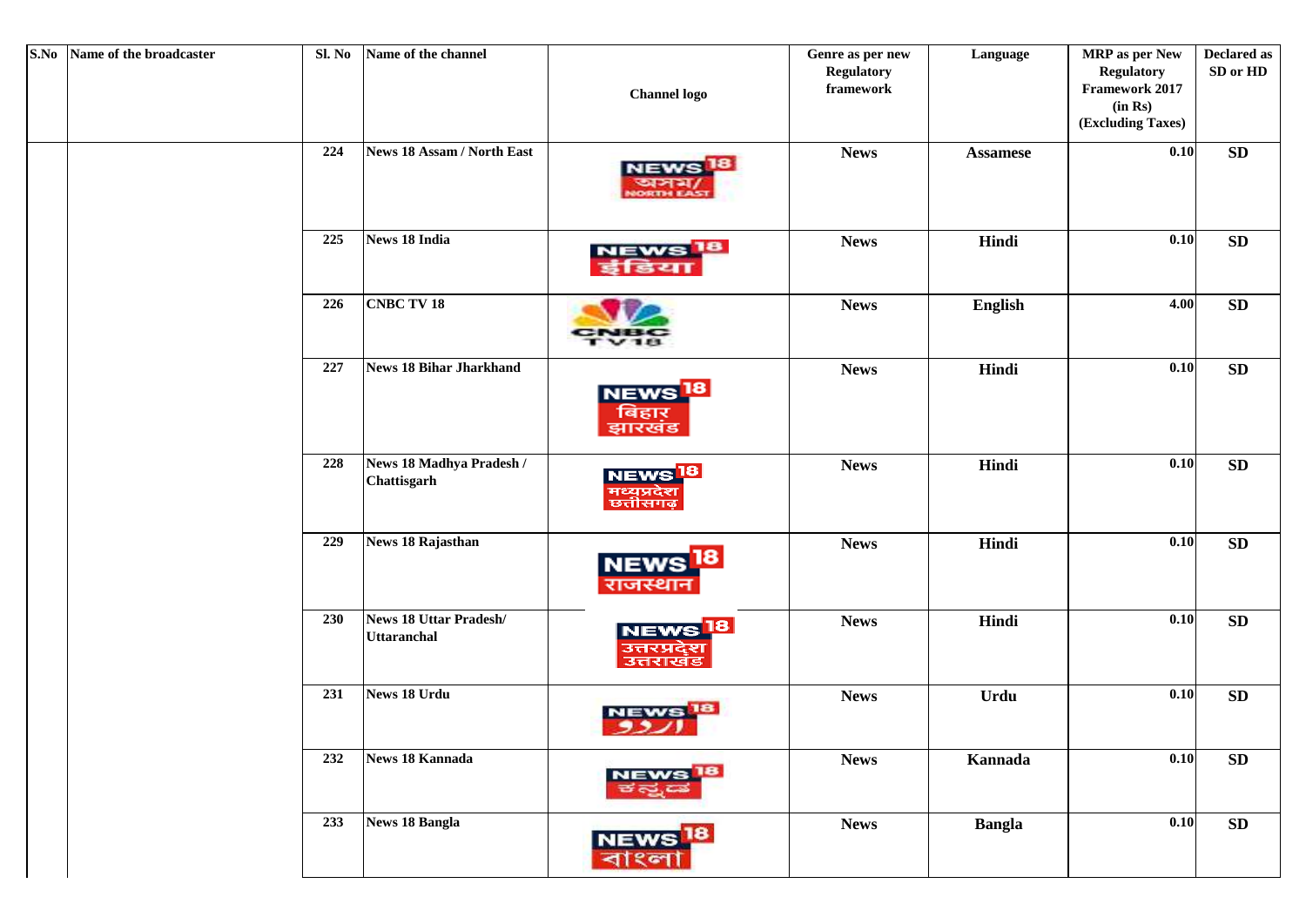| S.No | Name of the broadcaster | Sl. No | Name of the channel | Channel logo | Genre as per new Regulatory framework | Language | MRP as per New Regulatory Framework 2017 (in Rs) (Excluding Taxes) | Declared as SD or HD |
|---|---|---|---|---|---|---|---|---|
| | | 224 | News 18 Assam / North East | | News | Assamese | 0.10 | SD |
| | | 225 | News 18 India | | News | Hindi | 0.10 | SD |
| | | 226 | CNBC TV 18 | | News | English | 4.00 | SD |
| | | 227 | News 18 Bihar Jharkhand | | News | Hindi | 0.10 | SD |
| | | 228 | News 18 Madhya Pradesh / Chattisgarh | | News | Hindi | 0.10 | SD |
| | | 229 | News 18 Rajasthan | | News | Hindi | 0.10 | SD |
| | | 230 | News 18 Uttar Pradesh/ Uttaranchal | | News | Hindi | 0.10 | SD |
| | | 231 | News 18 Urdu | | News | Urdu | 0.10 | SD |
| | | 232 | News 18 Kannada | | News | Kannada | 0.10 | SD |
| | | 233 | News 18 Bangla | | News | Bangla | 0.10 | SD |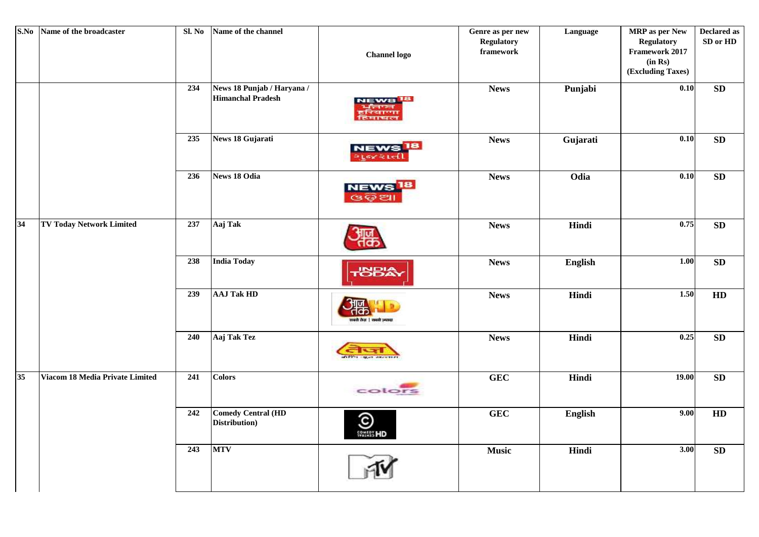| S.No | Name of the broadcaster | Sl. No | Name of the channel | Channel logo | Genre as per new Regulatory framework | Language | MRP as per New Regulatory Framework 2017 (in Rs) (Excluding Taxes) | Declared as SD or HD |
|---|---|---|---|---|---|---|---|---|
| | | 234 | News 18 Punjab / Haryana / Himanchal Pradesh | | News | Punjabi | 0.10 | SD |
| | | 235 | News 18 Gujarati | | News | Gujarati | 0.10 | SD |
| | | 236 | News 18 Odia | | News | Odia | 0.10 | SD |
| 34 | TV Today Network Limited | 237 | Aaj Tak | | News | Hindi | 0.75 | SD |
| | | 238 | India Today | | News | English | 1.00 | SD |
| | | 239 | AAJ Tak HD | | News | Hindi | 1.50 | HD |
| | | 240 | Aaj Tak Tez | | News | Hindi | 0.25 | SD |
| 35 | Viacom 18 Media Private Limited | 241 | Colors | | GEC | Hindi | 19.00 | SD |
| | | 242 | Comedy Central (HD Distribution) | | GEC | English | 9.00 | HD |
| | | 243 | MTV | | Music | Hindi | 3.00 | SD |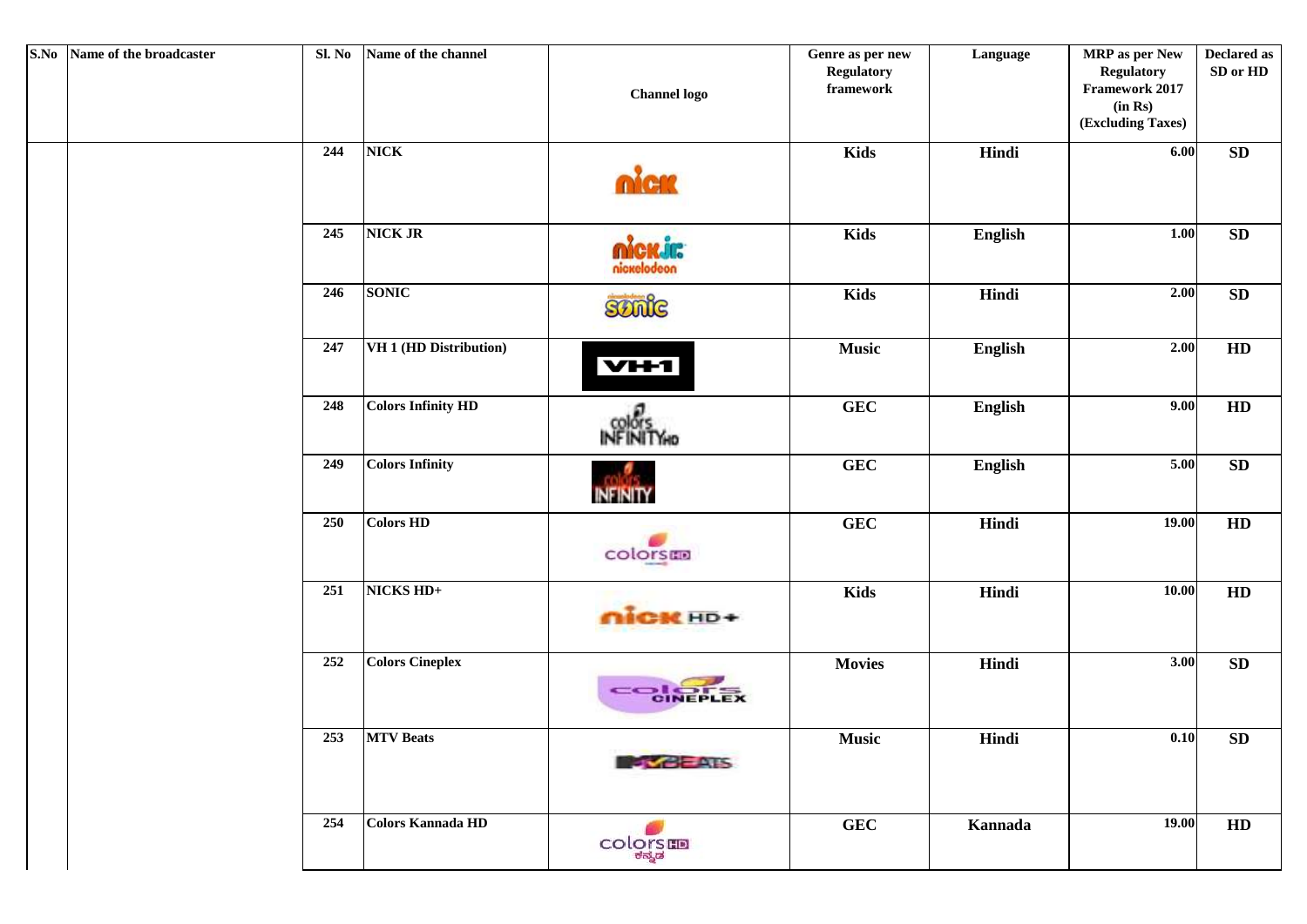| S.No | Name of the broadcaster | Sl. No | Name of the channel | Channel logo | Genre as per new Regulatory framework | Language | MRP as per New Regulatory Framework 2017 (in Rs) (Excluding Taxes) | Declared as SD or HD |
|---|---|---|---|---|---|---|---|---|
| | | 244 | NICK | | Kids | Hindi | 6.00 | SD |
| | | 245 | NICK JR | | Kids | English | 1.00 | SD |
| | | 246 | SONIC | | Kids | Hindi | 2.00 | SD |
| | | 247 | VH 1 (HD Distribution) | | Music | English | 2.00 | HD |
| | | 248 | Colors Infinity HD | | GEC | English | 9.00 | HD |
| | | 249 | Colors Infinity | | GEC | English | 5.00 | SD |
| | | 250 | Colors HD | | GEC | Hindi | 19.00 | HD |
| | | 251 | NICKS HD+ | | Kids | Hindi | 10.00 | HD |
| | | 252 | Colors Cineplex | | Movies | Hindi | 3.00 | SD |
| | | 253 | MTV Beats | | Music | Hindi | 0.10 | SD |
| | | 254 | Colors Kannada HD | | GEC | Kannada | 19.00 | HD |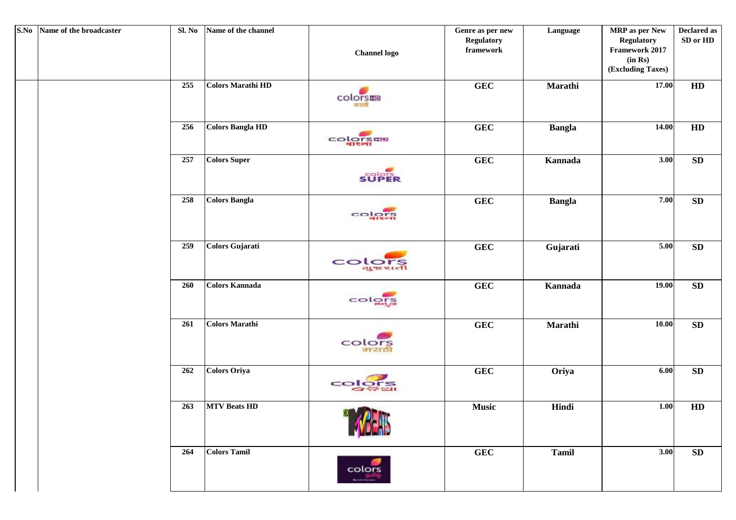| S.No | Name of the broadcaster | Sl. No | Name of the channel | Channel logo | Genre as per new Regulatory framework | Language | MRP as per New Regulatory Framework 2017 (in Rs) (Excluding Taxes) | Declared as SD or HD |
|---|---|---|---|---|---|---|---|---|
| | | 255 | Colors Marathi HD | | GEC | Marathi | 17.00 | HD |
| | | 256 | Colors Bangla HD | | GEC | Bangla | 14.00 | HD |
| | | 257 | Colors Super | | GEC | Kannada | 3.00 | SD |
| | | 258 | Colors Bangla | | GEC | Bangla | 7.00 | SD |
| | | 259 | Colors Gujarati | | GEC | Gujarati | 5.00 | SD |
| | | 260 | Colors Kannada | | GEC | Kannada | 19.00 | SD |
| | | 261 | Colors Marathi | | GEC | Marathi | 10.00 | SD |
| | | 262 | Colors Oriya | | GEC | Oriya | 6.00 | SD |
| | | 263 | MTV Beats HD | | Music | Hindi | 1.00 | HD |
| | | 264 | Colors Tamil | | GEC | Tamil | 3.00 | SD |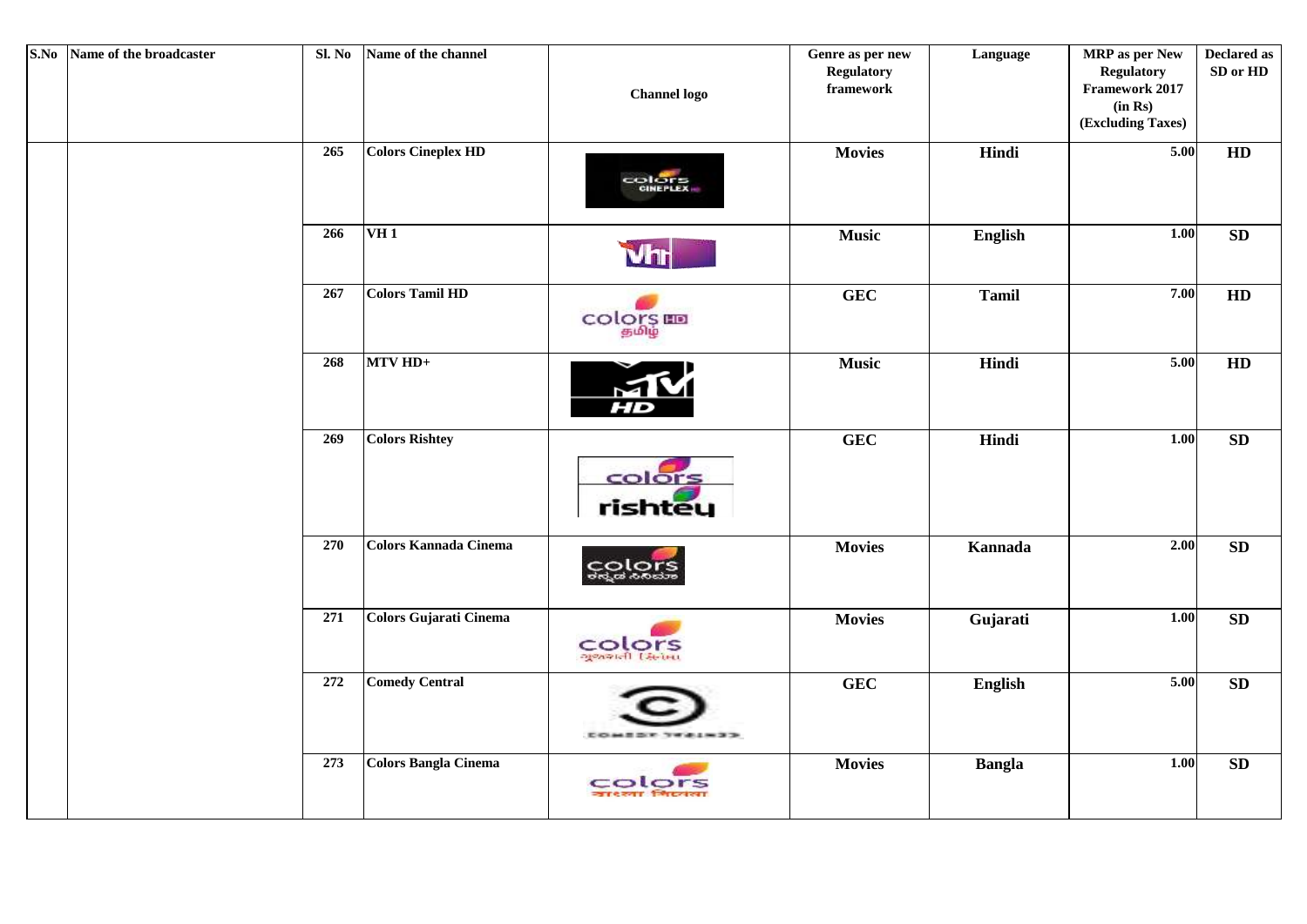| S.No | Name of the broadcaster | Sl. No | Name of the channel | Channel logo | Genre as per new Regulatory framework | Language | MRP as per New Regulatory Framework 2017 (in Rs) (Excluding Taxes) | Declared as SD or HD |
|---|---|---|---|---|---|---|---|---|
| | | 265 | Colors Cineplex HD | | Movies | Hindi | 5.00 | HD |
| | | 266 | VH 1 | | Music | English | 1.00 | SD |
| | | 267 | Colors Tamil HD | | GEC | Tamil | 7.00 | HD |
| | | 268 | MTV HD+ | | Music | Hindi | 5.00 | HD |
| | | 269 | Colors Rishtey | | GEC | Hindi | 1.00 | SD |
| | | 270 | Colors Kannada Cinema | | Movies | Kannada | 2.00 | SD |
| | | 271 | Colors Gujarati Cinema | | Movies | Gujarati | 1.00 | SD |
| | | 272 | Comedy Central | | GEC | English | 5.00 | SD |
| | | 273 | Colors Bangla Cinema | | Movies | Bangla | 1.00 | SD |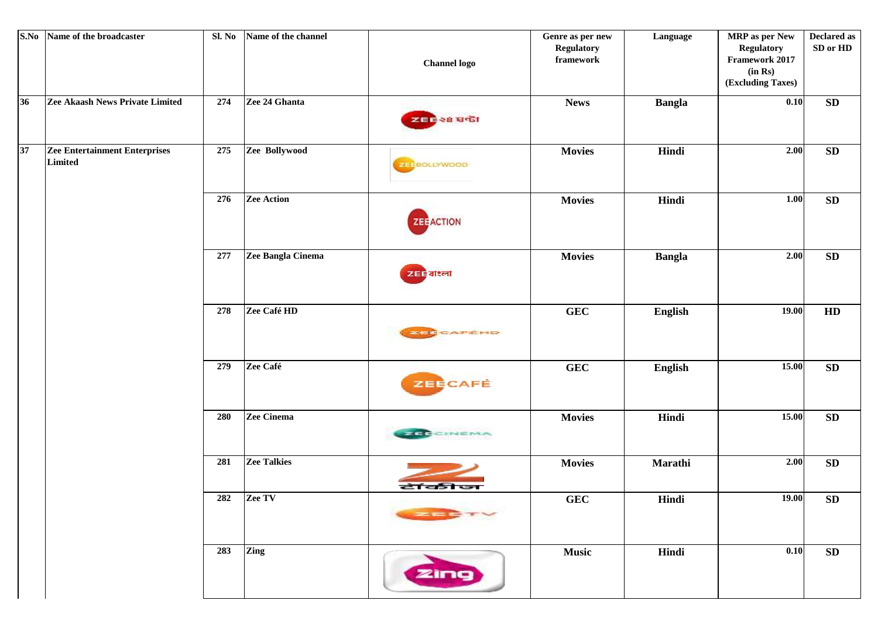| S.No | Name of the broadcaster | Sl. No | Name of the channel | Channel logo | Genre as per new Regulatory framework | Language | MRP as per New Regulatory Framework 2017 (in Rs) (Excluding Taxes) | Declared as SD or HD |
|---|---|---|---|---|---|---|---|---|
| 36 | Zee Akaash News Private Limited | 274 | Zee 24 Ghanta | | News | Bangla | 0.10 | SD |
| 37 | Zee Entertainment Enterprises Limited | 275 | Zee Bollywood | | Movies | Hindi | 2.00 | SD |
| | | 276 | Zee Action | | Movies | Hindi | 1.00 | SD |
| | | 277 | Zee Bangla Cinema | | Movies | Bangla | 2.00 | SD |
| | | 278 | Zee Café HD | | GEC | English | 19.00 | HD |
| | | 279 | Zee Café | | GEC | English | 15.00 | SD |
| | | 280 | Zee Cinema | | Movies | Hindi | 15.00 | SD |
| | | 281 | Zee Talkies | | Movies | Marathi | 2.00 | SD |
| | | 282 | Zee TV | | GEC | Hindi | 19.00 | SD |
| | | 283 | Zing | | Music | Hindi | 0.10 | SD |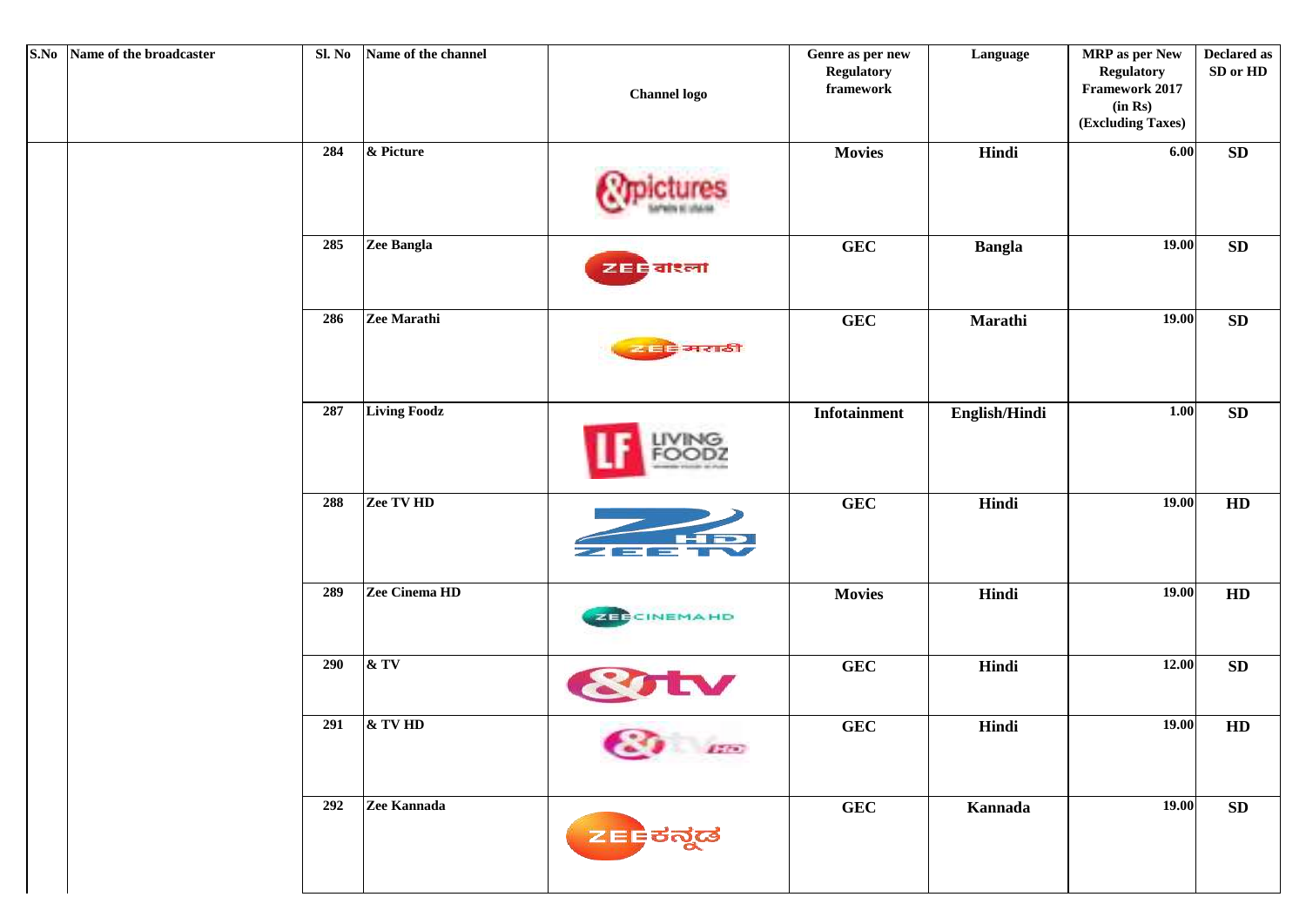| S.No | Name of the broadcaster | Sl. No | Name of the channel | Channel logo | Genre as per new Regulatory framework | Language | MRP as per New Regulatory Framework 2017 (in Rs) (Excluding Taxes) | Declared as SD or HD |
|---|---|---|---|---|---|---|---|---|
| | | 284 | & Picture | | Movies | Hindi | 6.00 | SD |
| | | 285 | Zee Bangla | | GEC | Bangla | 19.00 | SD |
| | | 286 | Zee Marathi | | GEC | Marathi | 19.00 | SD |
| | | 287 | Living Foodz | | Infotainment | English/Hindi | 1.00 | SD |
| | | 288 | Zee TV HD | | GEC | Hindi | 19.00 | HD |
| | | 289 | Zee Cinema HD | | Movies | Hindi | 19.00 | HD |
| | | 290 | & TV | | GEC | Hindi | 12.00 | SD |
| | | 291 | & TV HD | | GEC | Hindi | 19.00 | HD |
| | | 292 | Zee Kannada | | GEC | Kannada | 19.00 | SD |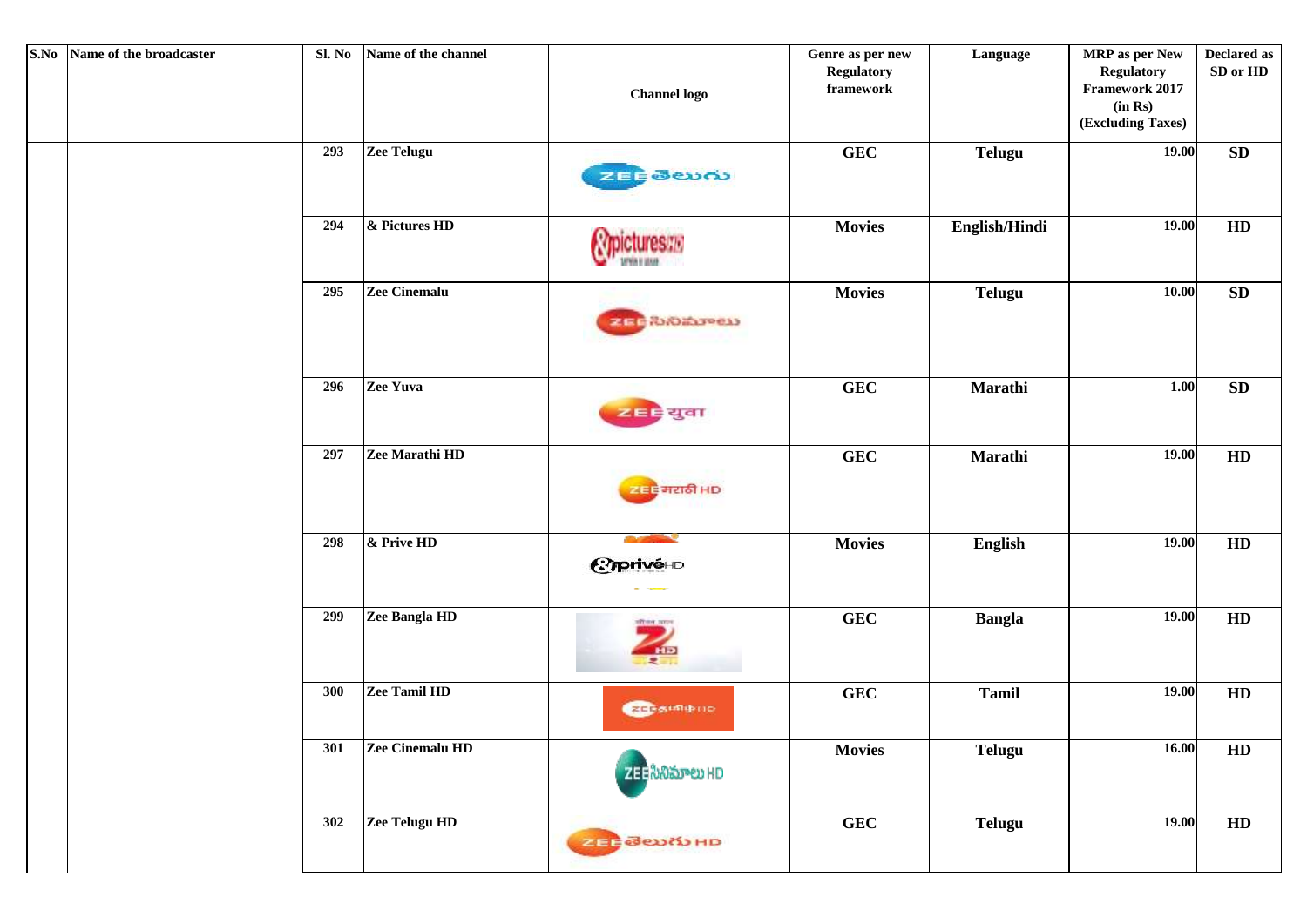| S.No | Name of the broadcaster | Sl. No | Name of the channel | Channel logo | Genre as per new Regulatory framework | Language | MRP as per New Regulatory Framework 2017 (in Rs) (Excluding Taxes) | Declared as SD or HD |
|---|---|---|---|---|---|---|---|---|
| | | 293 | Zee Telugu | | GEC | Telugu | 19.00 | SD |
| | | 294 | & Pictures HD | | Movies | English/Hindi | 19.00 | HD |
| | | 295 | Zee Cinemalu | | Movies | Telugu | 10.00 | SD |
| | | 296 | Zee Yuva | | GEC | Marathi | 1.00 | SD |
| | | 297 | Zee Marathi HD | | GEC | Marathi | 19.00 | HD |
| | | 298 | & Prive HD | | Movies | English | 19.00 | HD |
| | | 299 | Zee Bangla HD | | GEC | Bangla | 19.00 | HD |
| | | 300 | Zee Tamil HD | | GEC | Tamil | 19.00 | HD |
| | | 301 | Zee Cinemalu HD | | Movies | Telugu | 16.00 | HD |
| | | 302 | Zee Telugu HD | | GEC | Telugu | 19.00 | HD |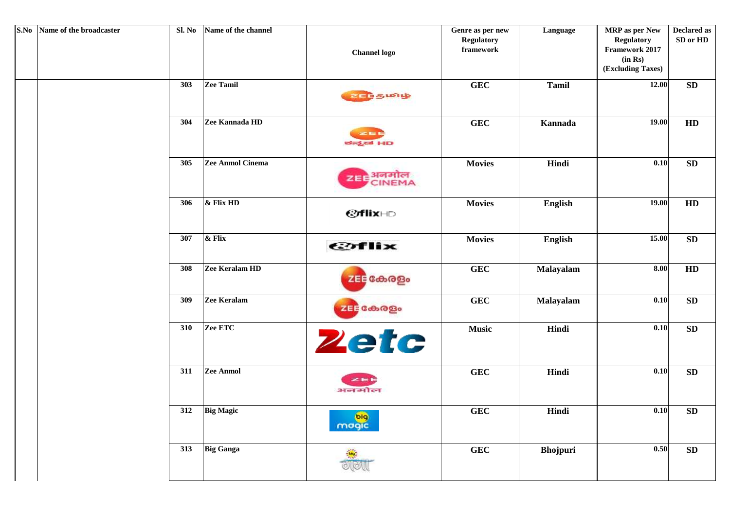| S.No | Name of the broadcaster | Sl. No | Name of the channel | Channel logo | Genre as per new Regulatory framework | Language | MRP as per New Regulatory Framework 2017 (in Rs) (Excluding Taxes) | Declared as SD or HD |
|---|---|---|---|---|---|---|---|---|
| | | 303 | Zee Tamil | | GEC | Tamil | 12.00 | SD |
| | | 304 | Zee Kannada HD | | GEC | Kannada | 19.00 | HD |
| | | 305 | Zee Anmol Cinema | | Movies | Hindi | 0.10 | SD |
| | | 306 | & Flix HD | | Movies | English | 19.00 | HD |
| | | 307 | & Flix | | Movies | English | 15.00 | SD |
| | | 308 | Zee Keralam HD | | GEC | Malayalam | 8.00 | HD |
| | | 309 | Zee Keralam | | GEC | Malayalam | 0.10 | SD |
| | | 310 | Zee ETC | | Music | Hindi | 0.10 | SD |
| | | 311 | Zee Anmol | | GEC | Hindi | 0.10 | SD |
| | | 312 | Big Magic | | GEC | Hindi | 0.10 | SD |
| | | 313 | Big Ganga | | GEC | Bhojpuri | 0.50 | SD |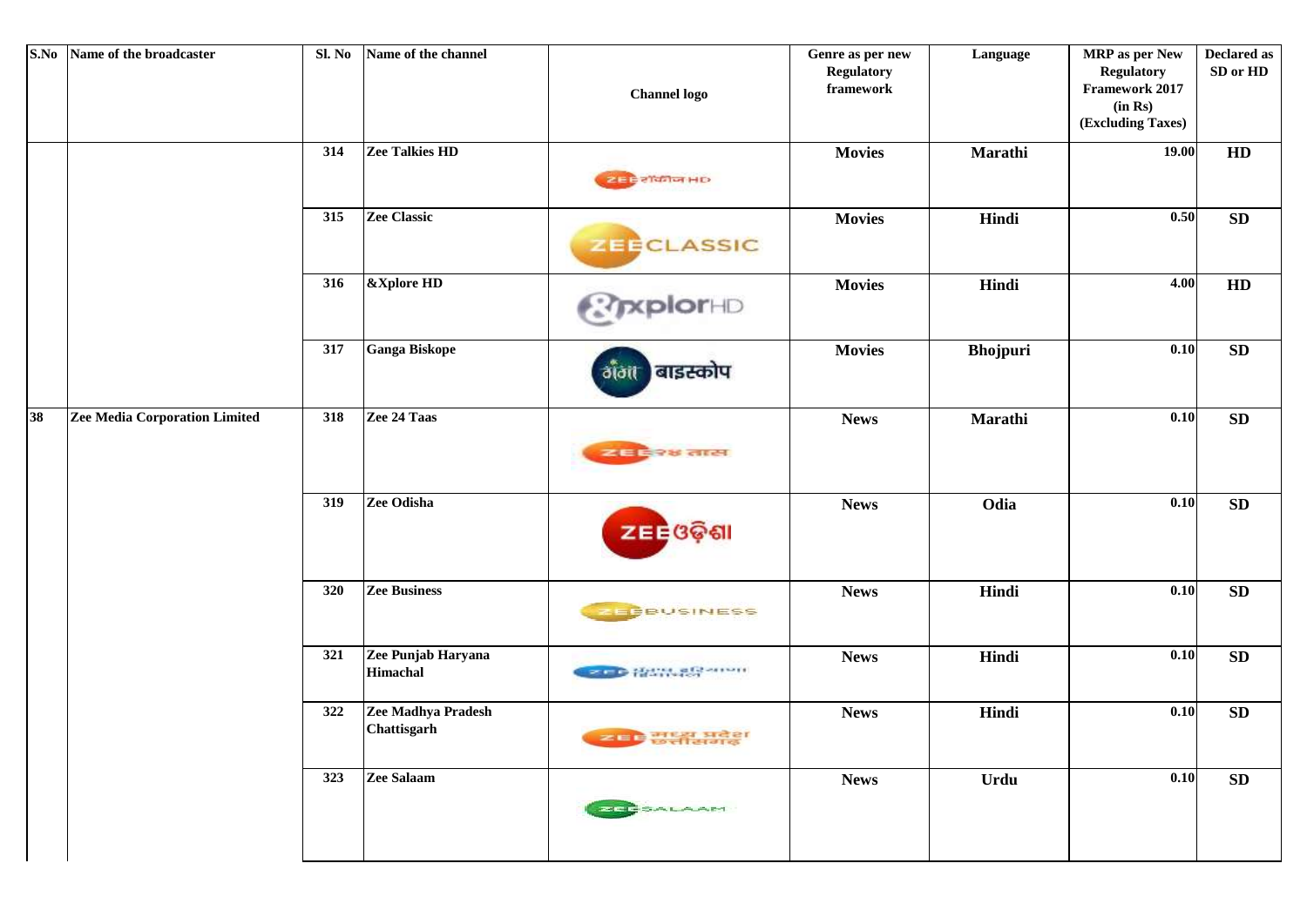| S.No | Name of the broadcaster | Sl. No | Name of the channel | Channel logo | Genre as per new Regulatory framework | Language | MRP as per New Regulatory Framework 2017 (in Rs) (Excluding Taxes) | Declared as SD or HD |
|---|---|---|---|---|---|---|---|---|
| | | 314 | Zee Talkies HD | | Movies | Marathi | 19.00 | HD |
| | | 315 | Zee Classic | | Movies | Hindi | 0.50 | SD |
| | | 316 | &Xplore HD | | Movies | Hindi | 4.00 | HD |
| | | 317 | Ganga Biskope | | Movies | Bhojpuri | 0.10 | SD |
| 38 | Zee Media Corporation Limited | 318 | Zee 24 Taas | | News | Marathi | 0.10 | SD |
| | | 319 | Zee Odisha | | News | Odia | 0.10 | SD |
| | | 320 | Zee Business | | News | Hindi | 0.10 | SD |
| | | 321 | Zee Punjab Haryana Himachal | | News | Hindi | 0.10 | SD |
| | | 322 | Zee Madhya Pradesh Chattisgarh | | News | Hindi | 0.10 | SD |
| | | 323 | Zee Salaam | | News | Urdu | 0.10 | SD |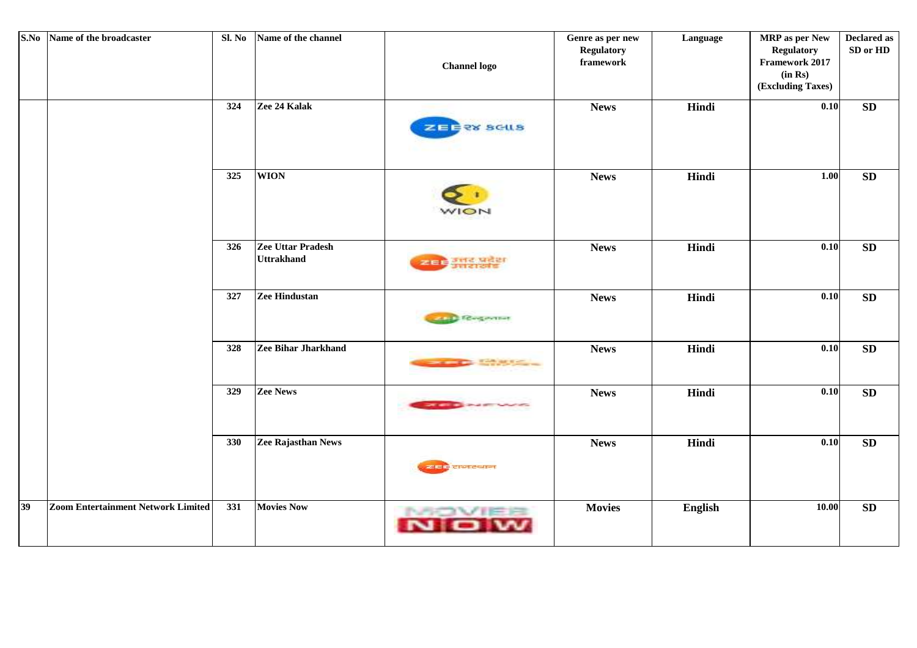| S.No | Name of the broadcaster | Sl. No | Name of the channel | Channel logo | Genre as per new Regulatory framework | Language | MRP as per New Regulatory Framework 2017 (in Rs) (Excluding Taxes) | Declared as SD or HD |
|---|---|---|---|---|---|---|---|---|
| | | 324 | Zee 24 Kalak | | News | Hindi | 0.10 | SD |
| | | 325 | WION | | News | Hindi | 1.00 | SD |
| | | 326 | Zee Uttar Pradesh Uttrakhand | | News | Hindi | 0.10 | SD |
| | | 327 | Zee Hindustan | | News | Hindi | 0.10 | SD |
| | | 328 | Zee Bihar Jharkhand | | News | Hindi | 0.10 | SD |
| | | 329 | Zee News | | News | Hindi | 0.10 | SD |
| | | 330 | Zee Rajasthan News | | News | Hindi | 0.10 | SD |
| 39 | Zoom Entertainment Network Limited | 331 | Movies Now | | Movies | English | 10.00 | SD |